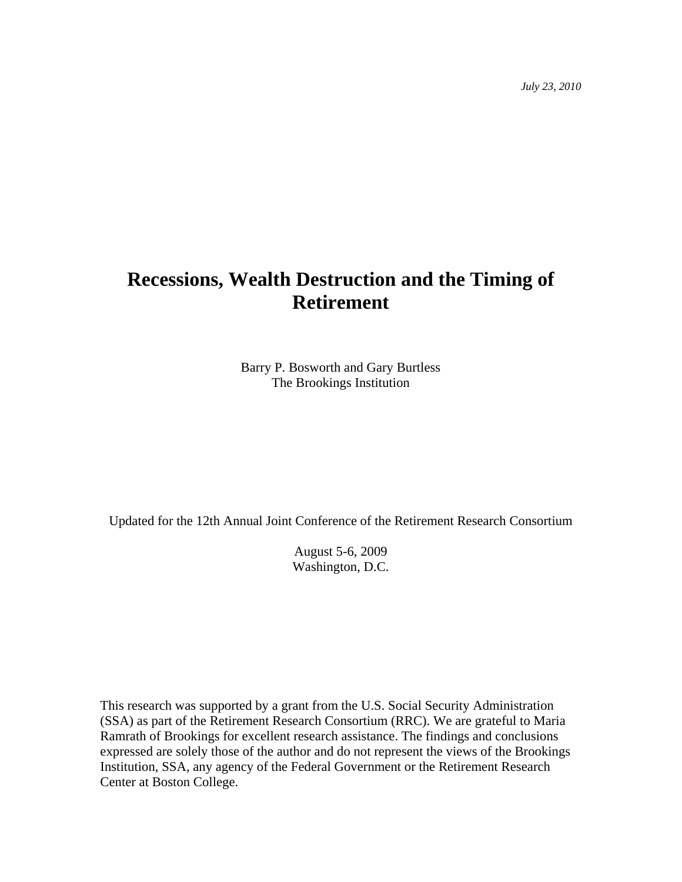*July 23, 2010*

# Recessions, Wealth Destruction and the Timing of Retirement

Barry P. Bosworth and Gary Burtless
The Brookings Institution

Updated for the 12th Annual Joint Conference of the Retirement Research Consortium

August 5-6, 2009
Washington, D.C.

This research was supported by a grant from the U.S. Social Security Administration (SSA) as part of the Retirement Research Consortium (RRC). We are grateful to Maria Ramrath of Brookings for excellent research assistance. The findings and conclusions expressed are solely those of the author and do not represent the views of the Brookings Institution, SSA, any agency of the Federal Government or the Retirement Research Center at Boston College.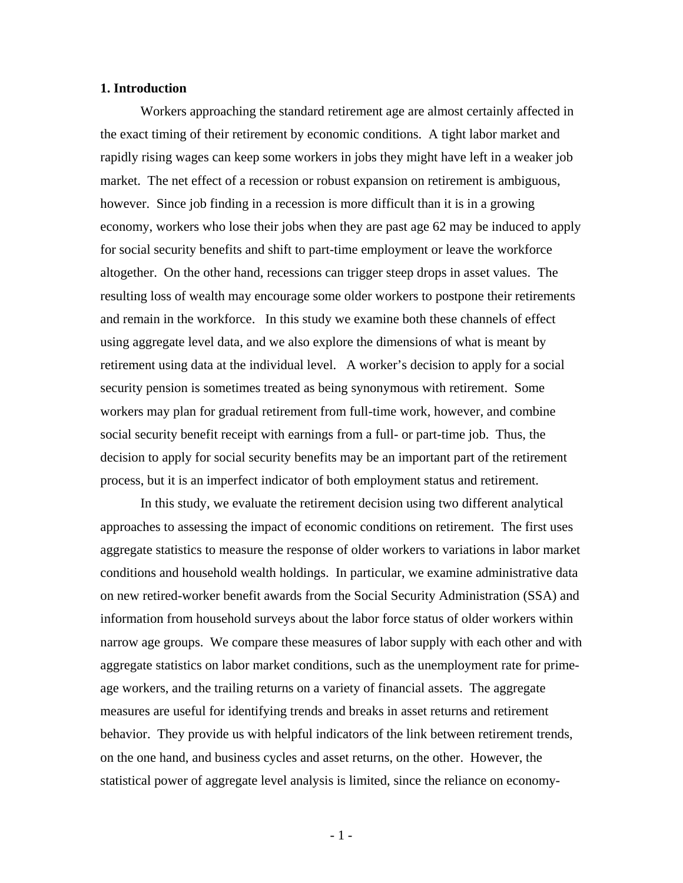## 1. Introduction

Workers approaching the standard retirement age are almost certainly affected in the exact timing of their retirement by economic conditions. A tight labor market and rapidly rising wages can keep some workers in jobs they might have left in a weaker job market. The net effect of a recession or robust expansion on retirement is ambiguous, however. Since job finding in a recession is more difficult than it is in a growing economy, workers who lose their jobs when they are past age 62 may be induced to apply for social security benefits and shift to part-time employment or leave the workforce altogether. On the other hand, recessions can trigger steep drops in asset values. The resulting loss of wealth may encourage some older workers to postpone their retirements and remain in the workforce. In this study we examine both these channels of effect using aggregate level data, and we also explore the dimensions of what is meant by retirement using data at the individual level. A worker's decision to apply for a social security pension is sometimes treated as being synonymous with retirement. Some workers may plan for gradual retirement from full-time work, however, and combine social security benefit receipt with earnings from a full- or part-time job. Thus, the decision to apply for social security benefits may be an important part of the retirement process, but it is an imperfect indicator of both employment status and retirement.

In this study, we evaluate the retirement decision using two different analytical approaches to assessing the impact of economic conditions on retirement. The first uses aggregate statistics to measure the response of older workers to variations in labor market conditions and household wealth holdings. In particular, we examine administrative data on new retired-worker benefit awards from the Social Security Administration (SSA) and information from household surveys about the labor force status of older workers within narrow age groups. We compare these measures of labor supply with each other and with aggregate statistics on labor market conditions, such as the unemployment rate for prime-age workers, and the trailing returns on a variety of financial assets. The aggregate measures are useful for identifying trends and breaks in asset returns and retirement behavior. They provide us with helpful indicators of the link between retirement trends, on the one hand, and business cycles and asset returns, on the other. However, the statistical power of aggregate level analysis is limited, since the reliance on economy-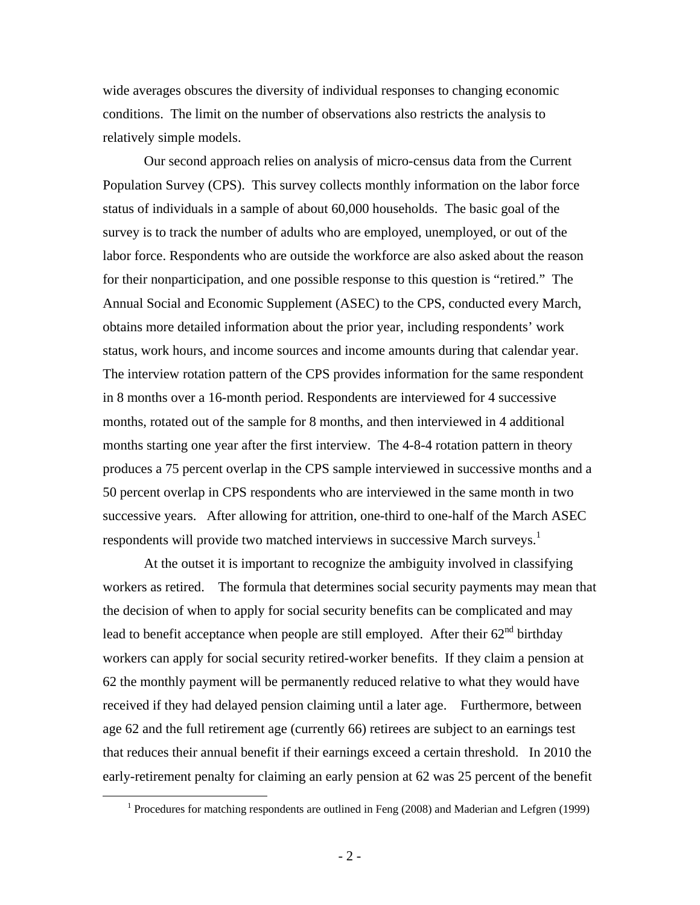wide averages obscures the diversity of individual responses to changing economic conditions. The limit on the number of observations also restricts the analysis to relatively simple models.

Our second approach relies on analysis of micro-census data from the Current Population Survey (CPS). This survey collects monthly information on the labor force status of individuals in a sample of about 60,000 households. The basic goal of the survey is to track the number of adults who are employed, unemployed, or out of the labor force. Respondents who are outside the workforce are also asked about the reason for their nonparticipation, and one possible response to this question is "retired." The Annual Social and Economic Supplement (ASEC) to the CPS, conducted every March, obtains more detailed information about the prior year, including respondents' work status, work hours, and income sources and income amounts during that calendar year. The interview rotation pattern of the CPS provides information for the same respondent in 8 months over a 16-month period. Respondents are interviewed for 4 successive months, rotated out of the sample for 8 months, and then interviewed in 4 additional months starting one year after the first interview. The 4-8-4 rotation pattern in theory produces a 75 percent overlap in the CPS sample interviewed in successive months and a 50 percent overlap in CPS respondents who are interviewed in the same month in two successive years. After allowing for attrition, one-third to one-half of the March ASEC respondents will provide two matched interviews in successive March surveys.[1]

At the outset it is important to recognize the ambiguity involved in classifying workers as retired. The formula that determines social security payments may mean that the decision of when to apply for social security benefits can be complicated and may lead to benefit acceptance when people are still employed. After their 62nd birthday workers can apply for social security retired-worker benefits. If they claim a pension at 62 the monthly payment will be permanently reduced relative to what they would have received if they had delayed pension claiming until a later age. Furthermore, between age 62 and the full retirement age (currently 66) retirees are subject to an earnings test that reduces their annual benefit if their earnings exceed a certain threshold. In 2010 the early-retirement penalty for claiming an early pension at 62 was 25 percent of the benefit

[1] Procedures for matching respondents are outlined in Feng (2008) and Maderian and Lefgren (1999)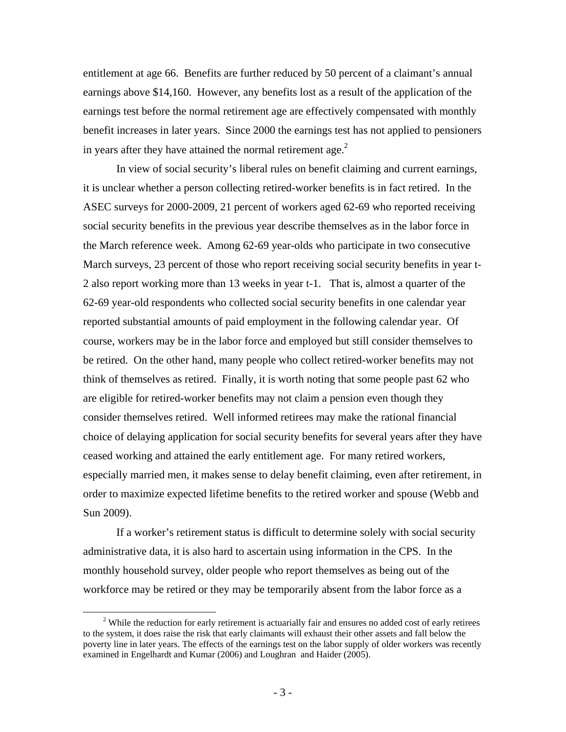entitlement at age 66. Benefits are further reduced by 50 percent of a claimant's annual earnings above \$14,160. However, any benefits lost as a result of the application of the earnings test before the normal retirement age are effectively compensated with monthly benefit increases in later years. Since 2000 the earnings test has not applied to pensioners in years after they have attained the normal retirement age.[2]

In view of social security's liberal rules on benefit claiming and current earnings, it is unclear whether a person collecting retired-worker benefits is in fact retired. In the ASEC surveys for 2000-2009, 21 percent of workers aged 62-69 who reported receiving social security benefits in the previous year describe themselves as in the labor force in the March reference week. Among 62-69 year-olds who participate in two consecutive March surveys, 23 percent of those who report receiving social security benefits in year t-2 also report working more than 13 weeks in year t-1. That is, almost a quarter of the 62-69 year-old respondents who collected social security benefits in one calendar year reported substantial amounts of paid employment in the following calendar year. Of course, workers may be in the labor force and employed but still consider themselves to be retired. On the other hand, many people who collect retired-worker benefits may not think of themselves as retired. Finally, it is worth noting that some people past 62 who are eligible for retired-worker benefits may not claim a pension even though they consider themselves retired. Well informed retirees may make the rational financial choice of delaying application for social security benefits for several years after they have ceased working and attained the early entitlement age. For many retired workers, especially married men, it makes sense to delay benefit claiming, even after retirement, in order to maximize expected lifetime benefits to the retired worker and spouse (Webb and Sun 2009).

If a worker's retirement status is difficult to determine solely with social security administrative data, it is also hard to ascertain using information in the CPS. In the monthly household survey, older people who report themselves as being out of the workforce may be retired or they may be temporarily absent from the labor force as a

[2] While the reduction for early retirement is actuarially fair and ensures no added cost of early retirees to the system, it does raise the risk that early claimants will exhaust their other assets and fall below the poverty line in later years. The effects of the earnings test on the labor supply of older workers was recently examined in Engelhardt and Kumar (2006) and Loughran and Haider (2005).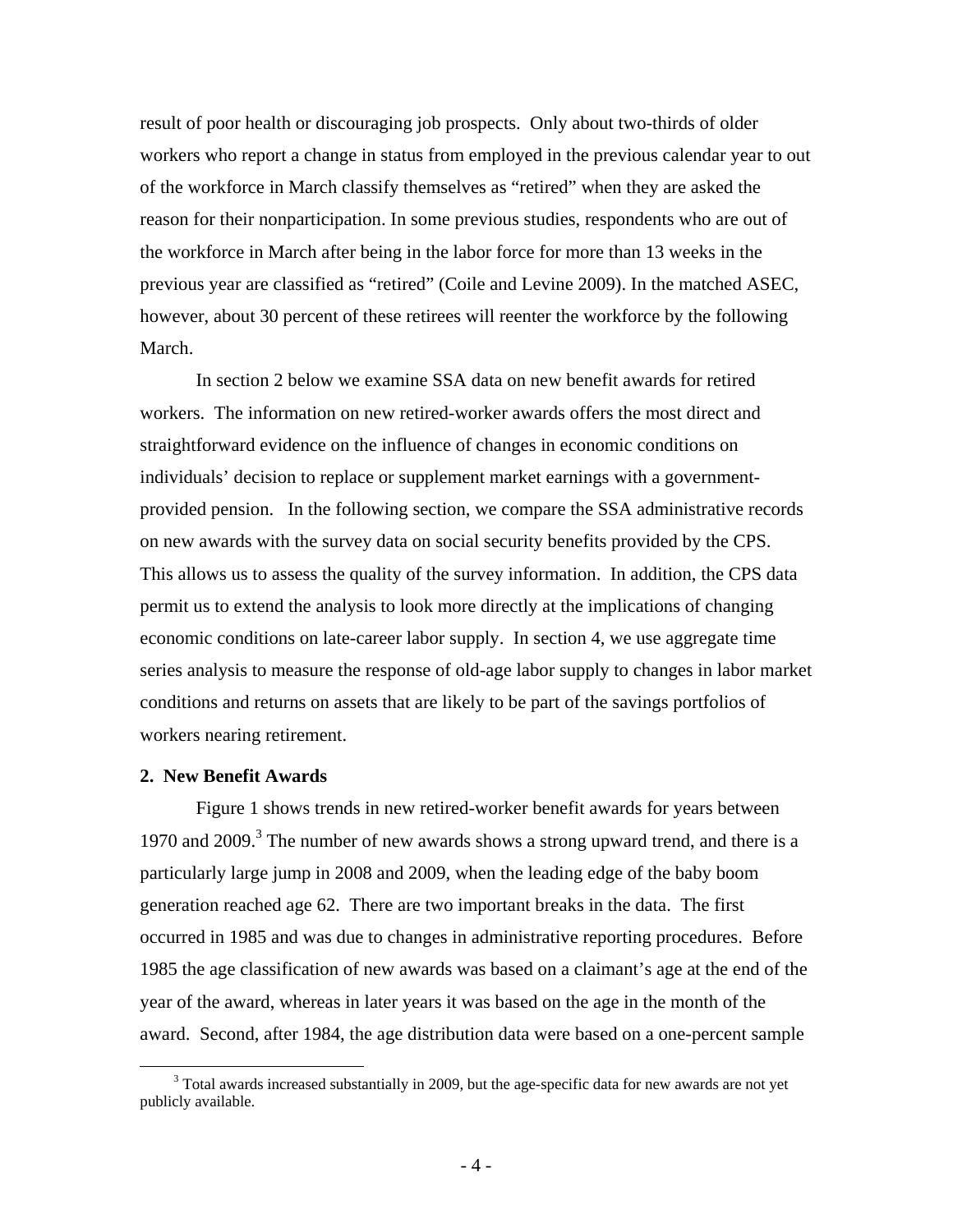result of poor health or discouraging job prospects. Only about two-thirds of older workers who report a change in status from employed in the previous calendar year to out of the workforce in March classify themselves as "retired" when they are asked the reason for their nonparticipation. In some previous studies, respondents who are out of the workforce in March after being in the labor force for more than 13 weeks in the previous year are classified as "retired" (Coile and Levine 2009). In the matched ASEC, however, about 30 percent of these retirees will reenter the workforce by the following March.

In section 2 below we examine SSA data on new benefit awards for retired workers. The information on new retired-worker awards offers the most direct and straightforward evidence on the influence of changes in economic conditions on individuals' decision to replace or supplement market earnings with a government-provided pension. In the following section, we compare the SSA administrative records on new awards with the survey data on social security benefits provided by the CPS. This allows us to assess the quality of the survey information. In addition, the CPS data permit us to extend the analysis to look more directly at the implications of changing economic conditions on late-career labor supply. In section 4, we use aggregate time series analysis to measure the response of old-age labor supply to changes in labor market conditions and returns on assets that are likely to be part of the savings portfolios of workers nearing retirement.

**2. New Benefit Awards**

Figure 1 shows trends in new retired-worker benefit awards for years between 1970 and 2009.[3] The number of new awards shows a strong upward trend, and there is a particularly large jump in 2008 and 2009, when the leading edge of the baby boom generation reached age 62. There are two important breaks in the data. The first occurred in 1985 and was due to changes in administrative reporting procedures. Before 1985 the age classification of new awards was based on a claimant's age at the end of the year of the award, whereas in later years it was based on the age in the month of the award. Second, after 1984, the age distribution data were based on a one-percent sample

[3] Total awards increased substantially in 2009, but the age-specific data for new awards are not yet publicly available.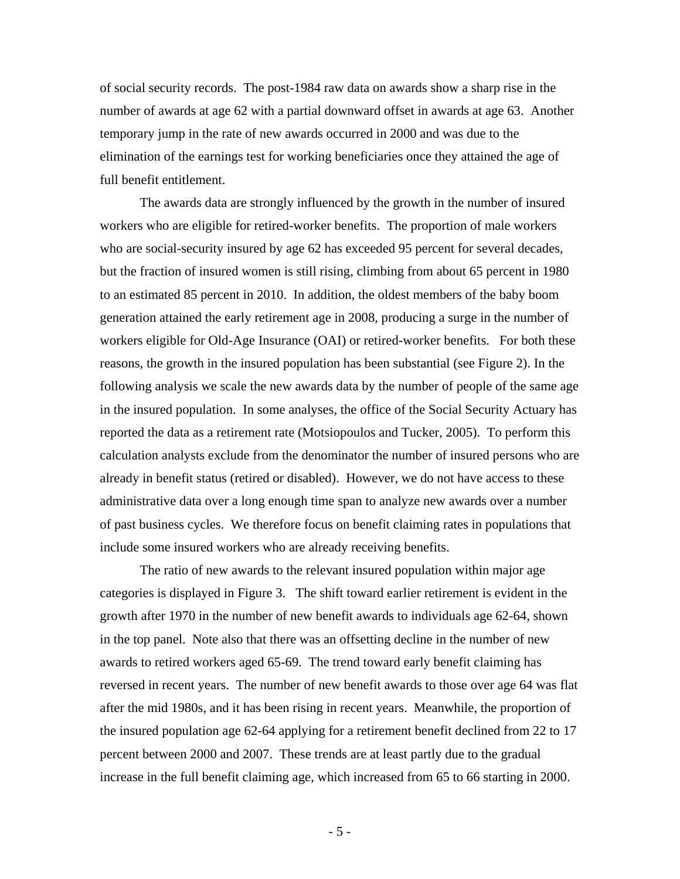of social security records. The post-1984 raw data on awards show a sharp rise in the number of awards at age 62 with a partial downward offset in awards at age 63. Another temporary jump in the rate of new awards occurred in 2000 and was due to the elimination of the earnings test for working beneficiaries once they attained the age of full benefit entitlement.

The awards data are strongly influenced by the growth in the number of insured workers who are eligible for retired-worker benefits. The proportion of male workers who are social-security insured by age 62 has exceeded 95 percent for several decades, but the fraction of insured women is still rising, climbing from about 65 percent in 1980 to an estimated 85 percent in 2010. In addition, the oldest members of the baby boom generation attained the early retirement age in 2008, producing a surge in the number of workers eligible for Old-Age Insurance (OAI) or retired-worker benefits. For both these reasons, the growth in the insured population has been substantial (see Figure 2). In the following analysis we scale the new awards data by the number of people of the same age in the insured population. In some analyses, the office of the Social Security Actuary has reported the data as a retirement rate (Motsiopoulos and Tucker, 2005). To perform this calculation analysts exclude from the denominator the number of insured persons who are already in benefit status (retired or disabled). However, we do not have access to these administrative data over a long enough time span to analyze new awards over a number of past business cycles. We therefore focus on benefit claiming rates in populations that include some insured workers who are already receiving benefits.

The ratio of new awards to the relevant insured population within major age categories is displayed in Figure 3. The shift toward earlier retirement is evident in the growth after 1970 in the number of new benefit awards to individuals age 62-64, shown in the top panel. Note also that there was an offsetting decline in the number of new awards to retired workers aged 65-69. The trend toward early benefit claiming has reversed in recent years. The number of new benefit awards to those over age 64 was flat after the mid 1980s, and it has been rising in recent years. Meanwhile, the proportion of the insured population age 62-64 applying for a retirement benefit declined from 22 to 17 percent between 2000 and 2007. These trends are at least partly due to the gradual increase in the full benefit claiming age, which increased from 65 to 66 starting in 2000.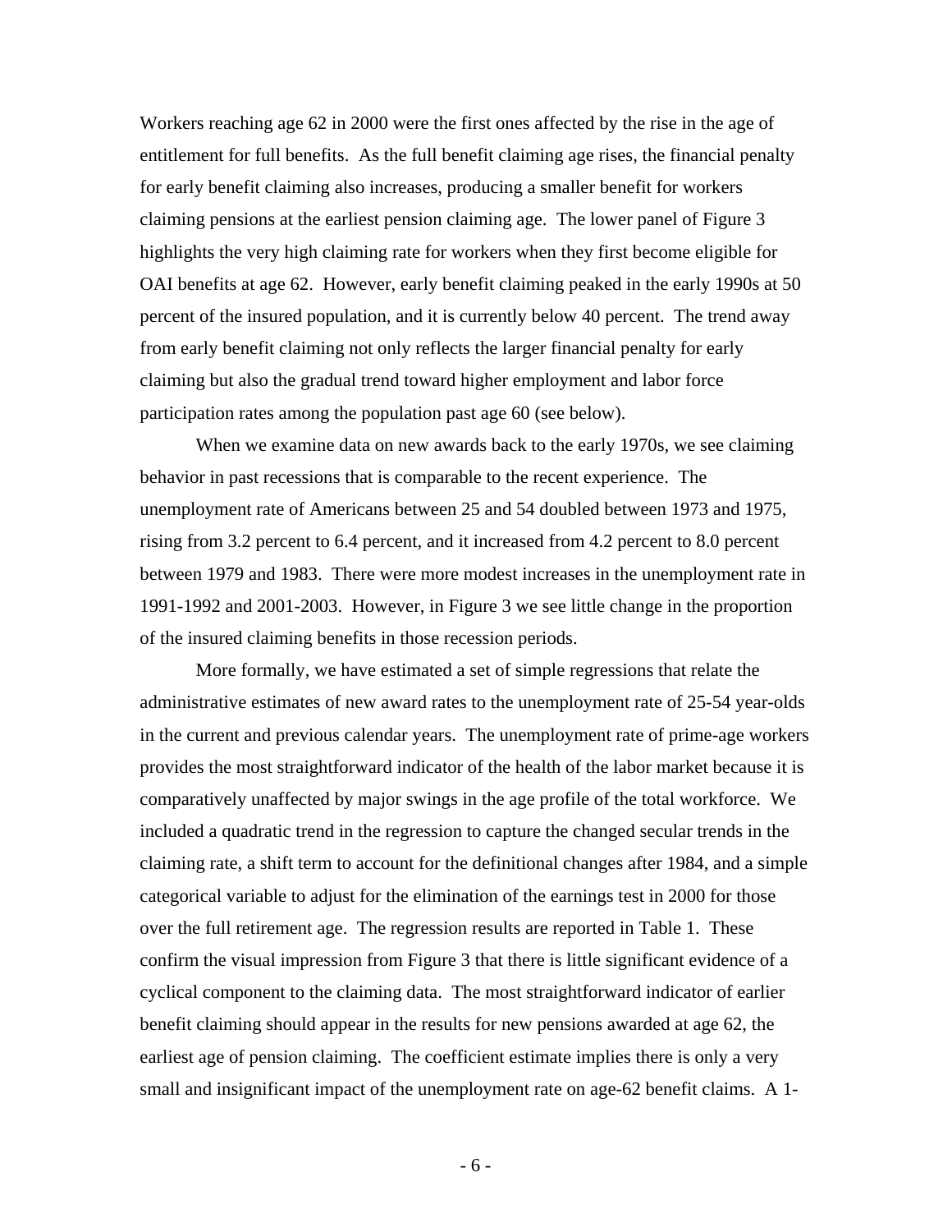Workers reaching age 62 in 2000 were the first ones affected by the rise in the age of entitlement for full benefits. As the full benefit claiming age rises, the financial penalty for early benefit claiming also increases, producing a smaller benefit for workers claiming pensions at the earliest pension claiming age. The lower panel of Figure 3 highlights the very high claiming rate for workers when they first become eligible for OAI benefits at age 62. However, early benefit claiming peaked in the early 1990s at 50 percent of the insured population, and it is currently below 40 percent. The trend away from early benefit claiming not only reflects the larger financial penalty for early claiming but also the gradual trend toward higher employment and labor force participation rates among the population past age 60 (see below).

When we examine data on new awards back to the early 1970s, we see claiming behavior in past recessions that is comparable to the recent experience. The unemployment rate of Americans between 25 and 54 doubled between 1973 and 1975, rising from 3.2 percent to 6.4 percent, and it increased from 4.2 percent to 8.0 percent between 1979 and 1983. There were more modest increases in the unemployment rate in 1991-1992 and 2001-2003. However, in Figure 3 we see little change in the proportion of the insured claiming benefits in those recession periods.

More formally, we have estimated a set of simple regressions that relate the administrative estimates of new award rates to the unemployment rate of 25-54 year-olds in the current and previous calendar years. The unemployment rate of prime-age workers provides the most straightforward indicator of the health of the labor market because it is comparatively unaffected by major swings in the age profile of the total workforce. We included a quadratic trend in the regression to capture the changed secular trends in the claiming rate, a shift term to account for the definitional changes after 1984, and a simple categorical variable to adjust for the elimination of the earnings test in 2000 for those over the full retirement age. The regression results are reported in Table 1. These confirm the visual impression from Figure 3 that there is little significant evidence of a cyclical component to the claiming data. The most straightforward indicator of earlier benefit claiming should appear in the results for new pensions awarded at age 62, the earliest age of pension claiming. The coefficient estimate implies there is only a very small and insignificant impact of the unemployment rate on age-62 benefit claims. A 1-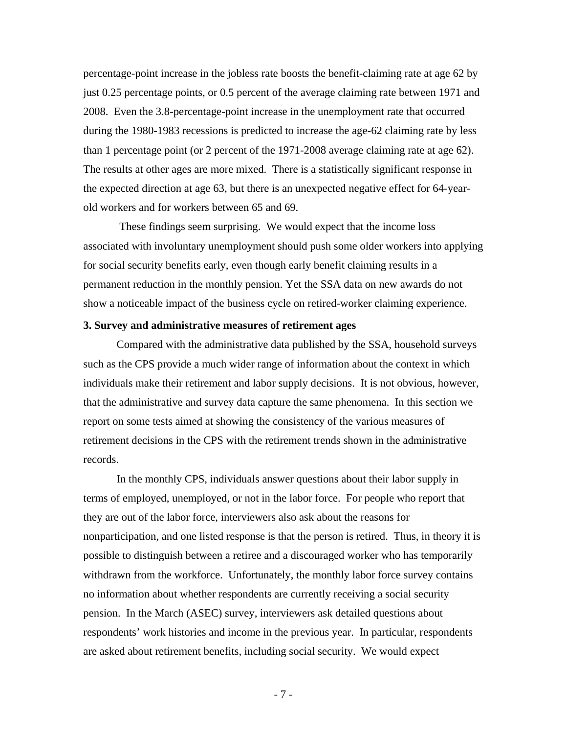percentage-point increase in the jobless rate boosts the benefit-claiming rate at age 62 by just 0.25 percentage points, or 0.5 percent of the average claiming rate between 1971 and 2008. Even the 3.8-percentage-point increase in the unemployment rate that occurred during the 1980-1983 recessions is predicted to increase the age-62 claiming rate by less than 1 percentage point (or 2 percent of the 1971-2008 average claiming rate at age 62). The results at other ages are more mixed. There is a statistically significant response in the expected direction at age 63, but there is an unexpected negative effect for 64-year-old workers and for workers between 65 and 69.

These findings seem surprising. We would expect that the income loss associated with involuntary unemployment should push some older workers into applying for social security benefits early, even though early benefit claiming results in a permanent reduction in the monthly pension. Yet the SSA data on new awards do not show a noticeable impact of the business cycle on retired-worker claiming experience.

### 3. Survey and administrative measures of retirement ages

Compared with the administrative data published by the SSA, household surveys such as the CPS provide a much wider range of information about the context in which individuals make their retirement and labor supply decisions. It is not obvious, however, that the administrative and survey data capture the same phenomena. In this section we report on some tests aimed at showing the consistency of the various measures of retirement decisions in the CPS with the retirement trends shown in the administrative records.

In the monthly CPS, individuals answer questions about their labor supply in terms of employed, unemployed, or not in the labor force. For people who report that they are out of the labor force, interviewers also ask about the reasons for nonparticipation, and one listed response is that the person is retired. Thus, in theory it is possible to distinguish between a retiree and a discouraged worker who has temporarily withdrawn from the workforce. Unfortunately, the monthly labor force survey contains no information about whether respondents are currently receiving a social security pension. In the March (ASEC) survey, interviewers ask detailed questions about respondents' work histories and income in the previous year. In particular, respondents are asked about retirement benefits, including social security. We would expect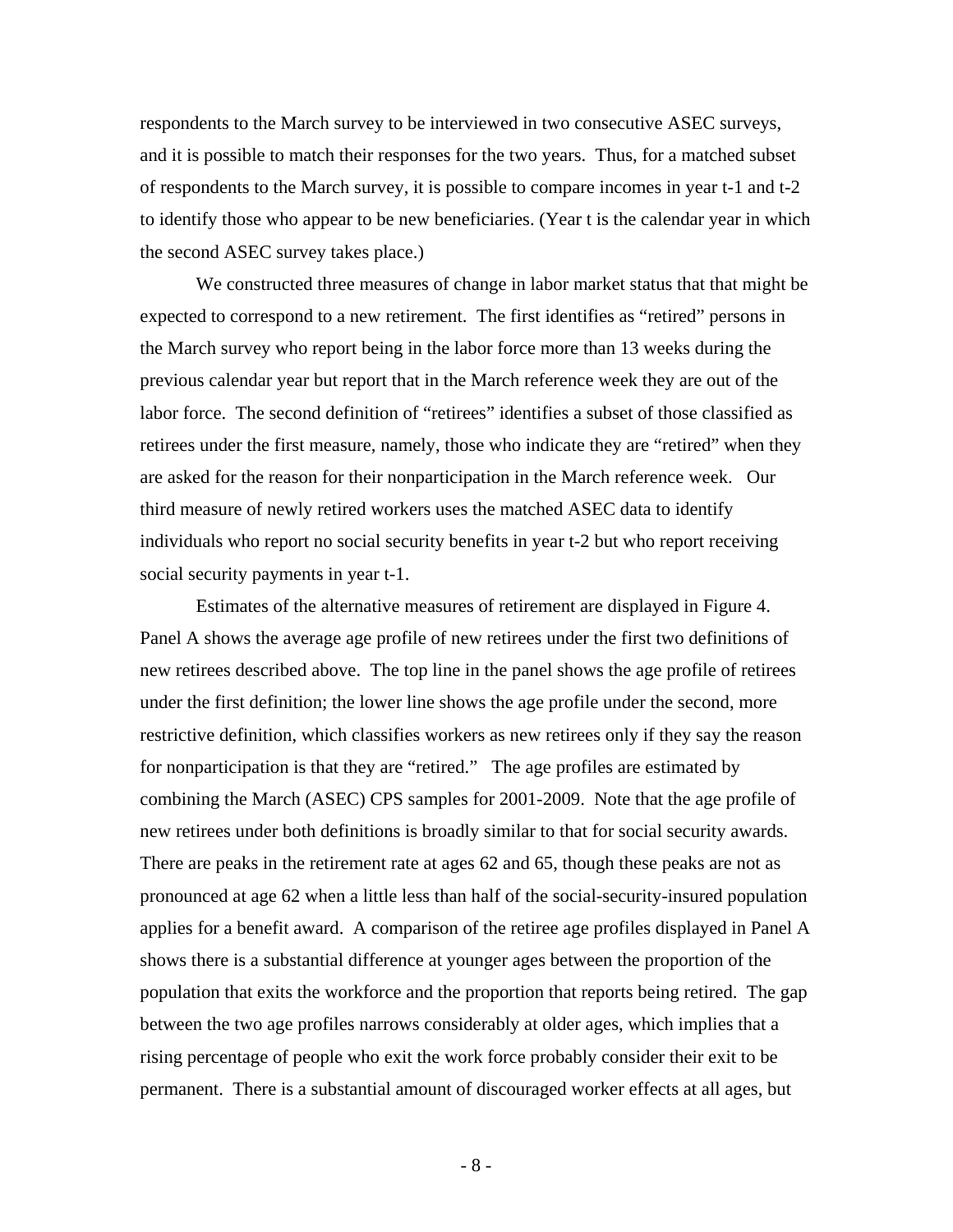respondents to the March survey to be interviewed in two consecutive ASEC surveys, and it is possible to match their responses for the two years. Thus, for a matched subset of respondents to the March survey, it is possible to compare incomes in year t-1 and t-2 to identify those who appear to be new beneficiaries. (Year t is the calendar year in which the second ASEC survey takes place.)

We constructed three measures of change in labor market status that that might be expected to correspond to a new retirement. The first identifies as "retired" persons in the March survey who report being in the labor force more than 13 weeks during the previous calendar year but report that in the March reference week they are out of the labor force. The second definition of "retirees" identifies a subset of those classified as retirees under the first measure, namely, those who indicate they are "retired" when they are asked for the reason for their nonparticipation in the March reference week. Our third measure of newly retired workers uses the matched ASEC data to identify individuals who report no social security benefits in year t-2 but who report receiving social security payments in year t-1.

Estimates of the alternative measures of retirement are displayed in Figure 4. Panel A shows the average age profile of new retirees under the first two definitions of new retirees described above. The top line in the panel shows the age profile of retirees under the first definition; the lower line shows the age profile under the second, more restrictive definition, which classifies workers as new retirees only if they say the reason for nonparticipation is that they are "retired." The age profiles are estimated by combining the March (ASEC) CPS samples for 2001-2009. Note that the age profile of new retirees under both definitions is broadly similar to that for social security awards. There are peaks in the retirement rate at ages 62 and 65, though these peaks are not as pronounced at age 62 when a little less than half of the social-security-insured population applies for a benefit award. A comparison of the retiree age profiles displayed in Panel A shows there is a substantial difference at younger ages between the proportion of the population that exits the workforce and the proportion that reports being retired. The gap between the two age profiles narrows considerably at older ages, which implies that a rising percentage of people who exit the work force probably consider their exit to be permanent. There is a substantial amount of discouraged worker effects at all ages, but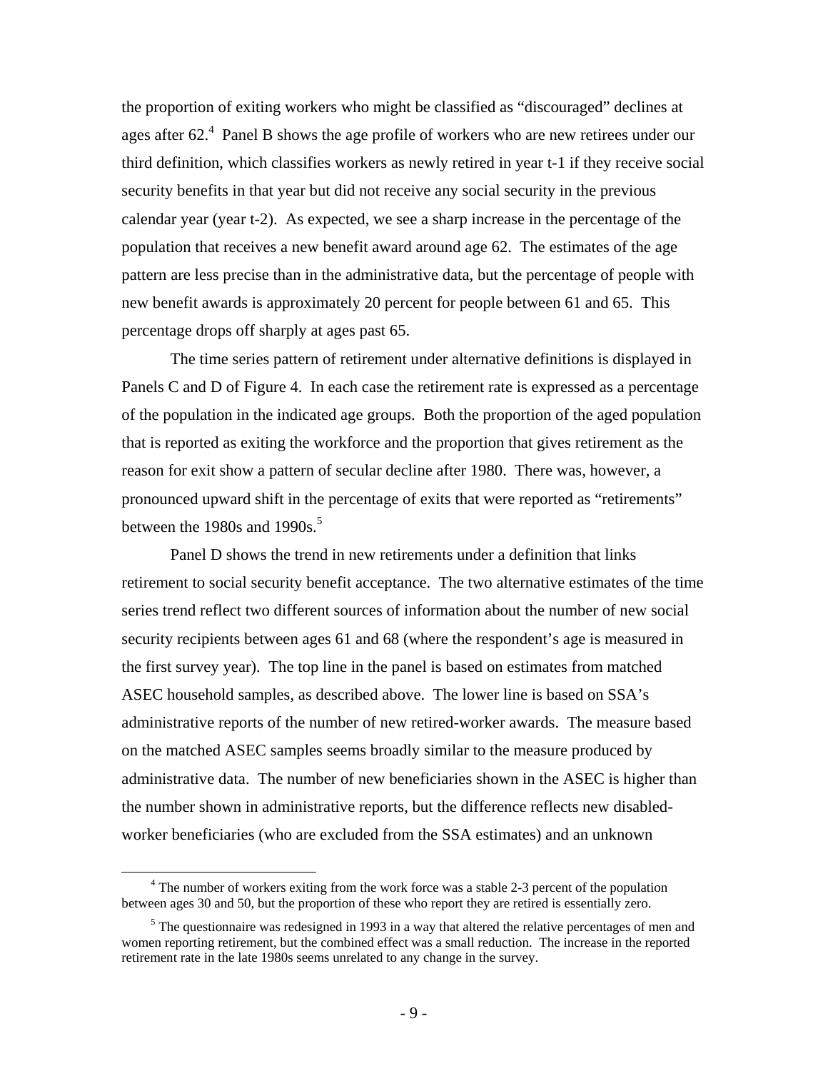the proportion of exiting workers who might be classified as "discouraged" declines at ages after 62.[4] Panel B shows the age profile of workers who are new retirees under our third definition, which classifies workers as newly retired in year t-1 if they receive social security benefits in that year but did not receive any social security in the previous calendar year (year t-2). As expected, we see a sharp increase in the percentage of the population that receives a new benefit award around age 62. The estimates of the age pattern are less precise than in the administrative data, but the percentage of people with new benefit awards is approximately 20 percent for people between 61 and 65. This percentage drops off sharply at ages past 65.

The time series pattern of retirement under alternative definitions is displayed in Panels C and D of Figure 4. In each case the retirement rate is expressed as a percentage of the population in the indicated age groups. Both the proportion of the aged population that is reported as exiting the workforce and the proportion that gives retirement as the reason for exit show a pattern of secular decline after 1980. There was, however, a pronounced upward shift in the percentage of exits that were reported as "retirements" between the 1980s and 1990s.[5]

Panel D shows the trend in new retirements under a definition that links retirement to social security benefit acceptance. The two alternative estimates of the time series trend reflect two different sources of information about the number of new social security recipients between ages 61 and 68 (where the respondent's age is measured in the first survey year). The top line in the panel is based on estimates from matched ASEC household samples, as described above. The lower line is based on SSA's administrative reports of the number of new retired-worker awards. The measure based on the matched ASEC samples seems broadly similar to the measure produced by administrative data. The number of new beneficiaries shown in the ASEC is higher than the number shown in administrative reports, but the difference reflects new disabled-worker beneficiaries (who are excluded from the SSA estimates) and an unknown

[4] The number of workers exiting from the work force was a stable 2-3 percent of the population between ages 30 and 50, but the proportion of these who report they are retired is essentially zero.

[5] The questionnaire was redesigned in 1993 in a way that altered the relative percentages of men and women reporting retirement, but the combined effect was a small reduction. The increase in the reported retirement rate in the late 1980s seems unrelated to any change in the survey.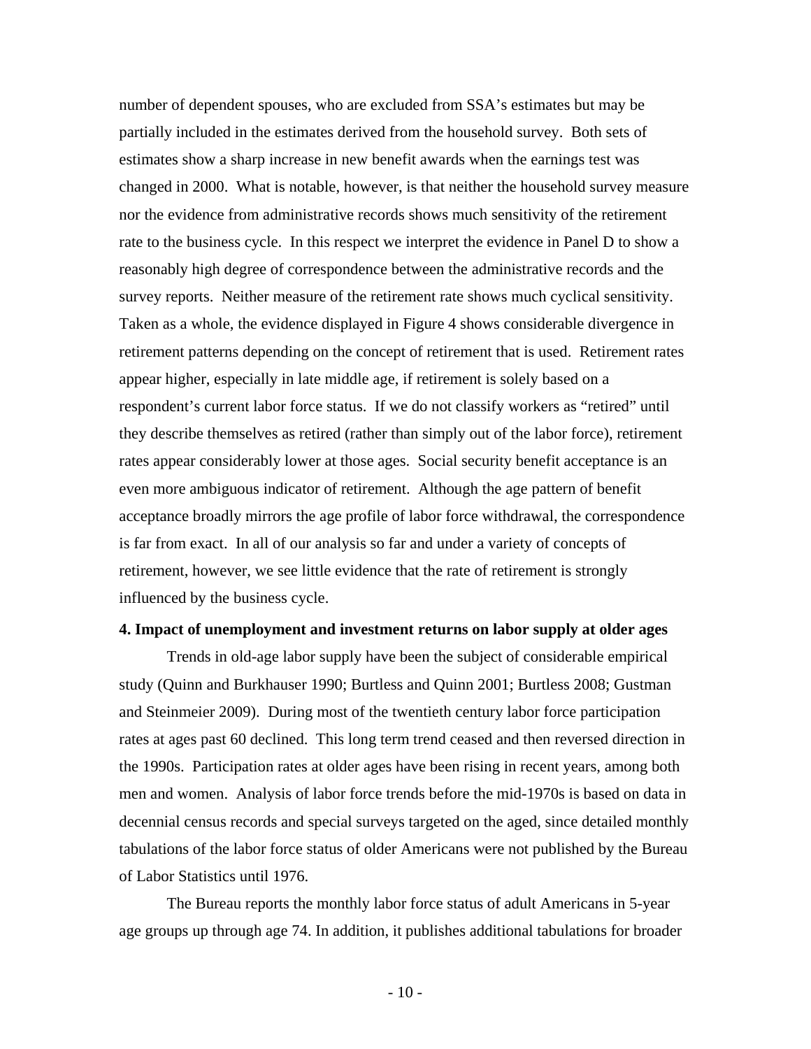number of dependent spouses, who are excluded from SSA's estimates but may be partially included in the estimates derived from the household survey. Both sets of estimates show a sharp increase in new benefit awards when the earnings test was changed in 2000. What is notable, however, is that neither the household survey measure nor the evidence from administrative records shows much sensitivity of the retirement rate to the business cycle. In this respect we interpret the evidence in Panel D to show a reasonably high degree of correspondence between the administrative records and the survey reports. Neither measure of the retirement rate shows much cyclical sensitivity. Taken as a whole, the evidence displayed in Figure 4 shows considerable divergence in retirement patterns depending on the concept of retirement that is used. Retirement rates appear higher, especially in late middle age, if retirement is solely based on a respondent's current labor force status. If we do not classify workers as "retired" until they describe themselves as retired (rather than simply out of the labor force), retirement rates appear considerably lower at those ages. Social security benefit acceptance is an even more ambiguous indicator of retirement. Although the age pattern of benefit acceptance broadly mirrors the age profile of labor force withdrawal, the correspondence is far from exact. In all of our analysis so far and under a variety of concepts of retirement, however, we see little evidence that the rate of retirement is strongly influenced by the business cycle.

**4. Impact of unemployment and investment returns on labor supply at older ages**

Trends in old-age labor supply have been the subject of considerable empirical study (Quinn and Burkhauser 1990; Burtless and Quinn 2001; Burtless 2008; Gustman and Steinmeier 2009). During most of the twentieth century labor force participation rates at ages past 60 declined. This long term trend ceased and then reversed direction in the 1990s. Participation rates at older ages have been rising in recent years, among both men and women. Analysis of labor force trends before the mid-1970s is based on data in decennial census records and special surveys targeted on the aged, since detailed monthly tabulations of the labor force status of older Americans were not published by the Bureau of Labor Statistics until 1976.

The Bureau reports the monthly labor force status of adult Americans in 5-year age groups up through age 74. In addition, it publishes additional tabulations for broader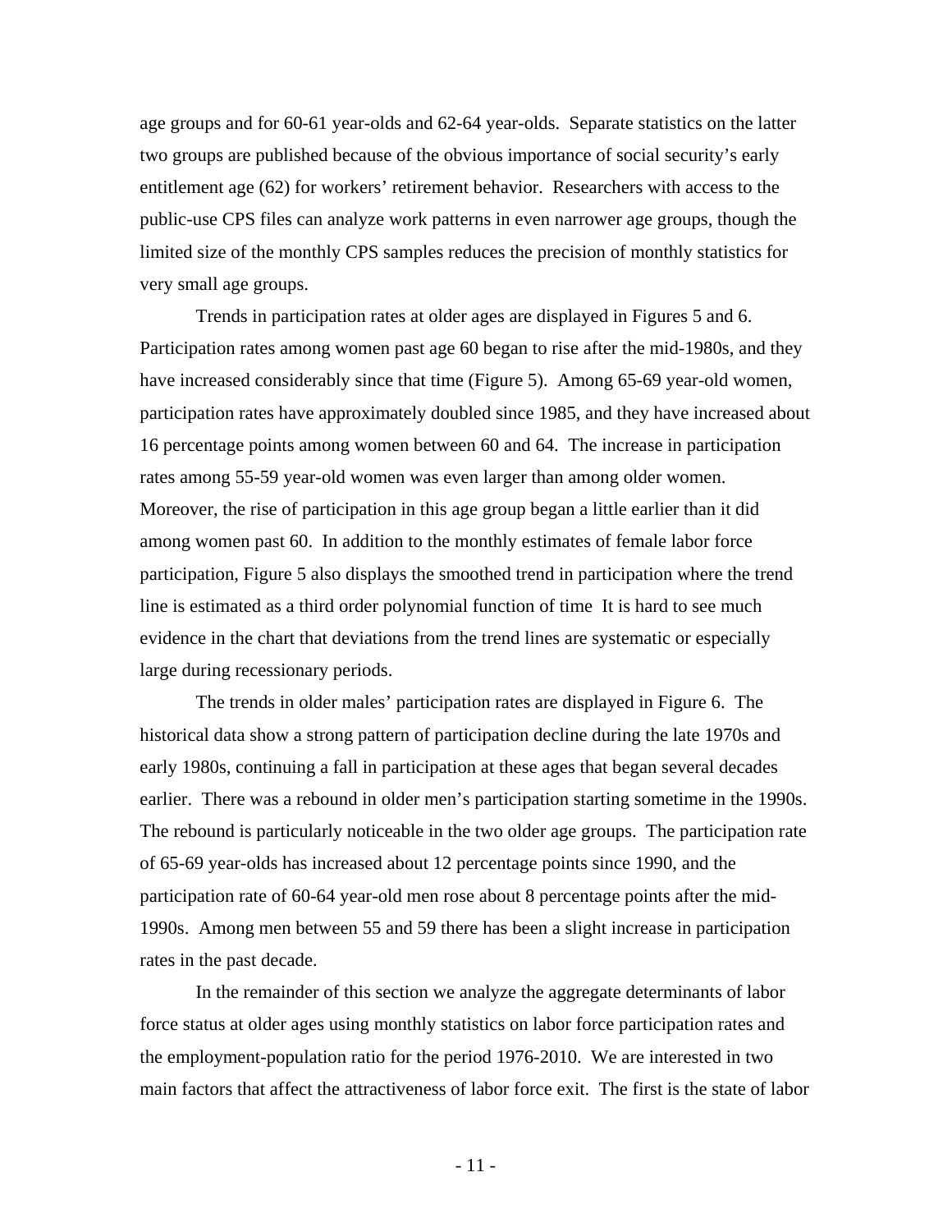age groups and for 60-61 year-olds and 62-64 year-olds. Separate statistics on the latter two groups are published because of the obvious importance of social security's early entitlement age (62) for workers' retirement behavior. Researchers with access to the public-use CPS files can analyze work patterns in even narrower age groups, though the limited size of the monthly CPS samples reduces the precision of monthly statistics for very small age groups.

Trends in participation rates at older ages are displayed in Figures 5 and 6. Participation rates among women past age 60 began to rise after the mid-1980s, and they have increased considerably since that time (Figure 5). Among 65-69 year-old women, participation rates have approximately doubled since 1985, and they have increased about 16 percentage points among women between 60 and 64. The increase in participation rates among 55-59 year-old women was even larger than among older women. Moreover, the rise of participation in this age group began a little earlier than it did among women past 60. In addition to the monthly estimates of female labor force participation, Figure 5 also displays the smoothed trend in participation where the trend line is estimated as a third order polynomial function of time It is hard to see much evidence in the chart that deviations from the trend lines are systematic or especially large during recessionary periods.

The trends in older males' participation rates are displayed in Figure 6. The historical data show a strong pattern of participation decline during the late 1970s and early 1980s, continuing a fall in participation at these ages that began several decades earlier. There was a rebound in older men's participation starting sometime in the 1990s. The rebound is particularly noticeable in the two older age groups. The participation rate of 65-69 year-olds has increased about 12 percentage points since 1990, and the participation rate of 60-64 year-old men rose about 8 percentage points after the mid-1990s. Among men between 55 and 59 there has been a slight increase in participation rates in the past decade.

In the remainder of this section we analyze the aggregate determinants of labor force status at older ages using monthly statistics on labor force participation rates and the employment-population ratio for the period 1976-2010. We are interested in two main factors that affect the attractiveness of labor force exit. The first is the state of labor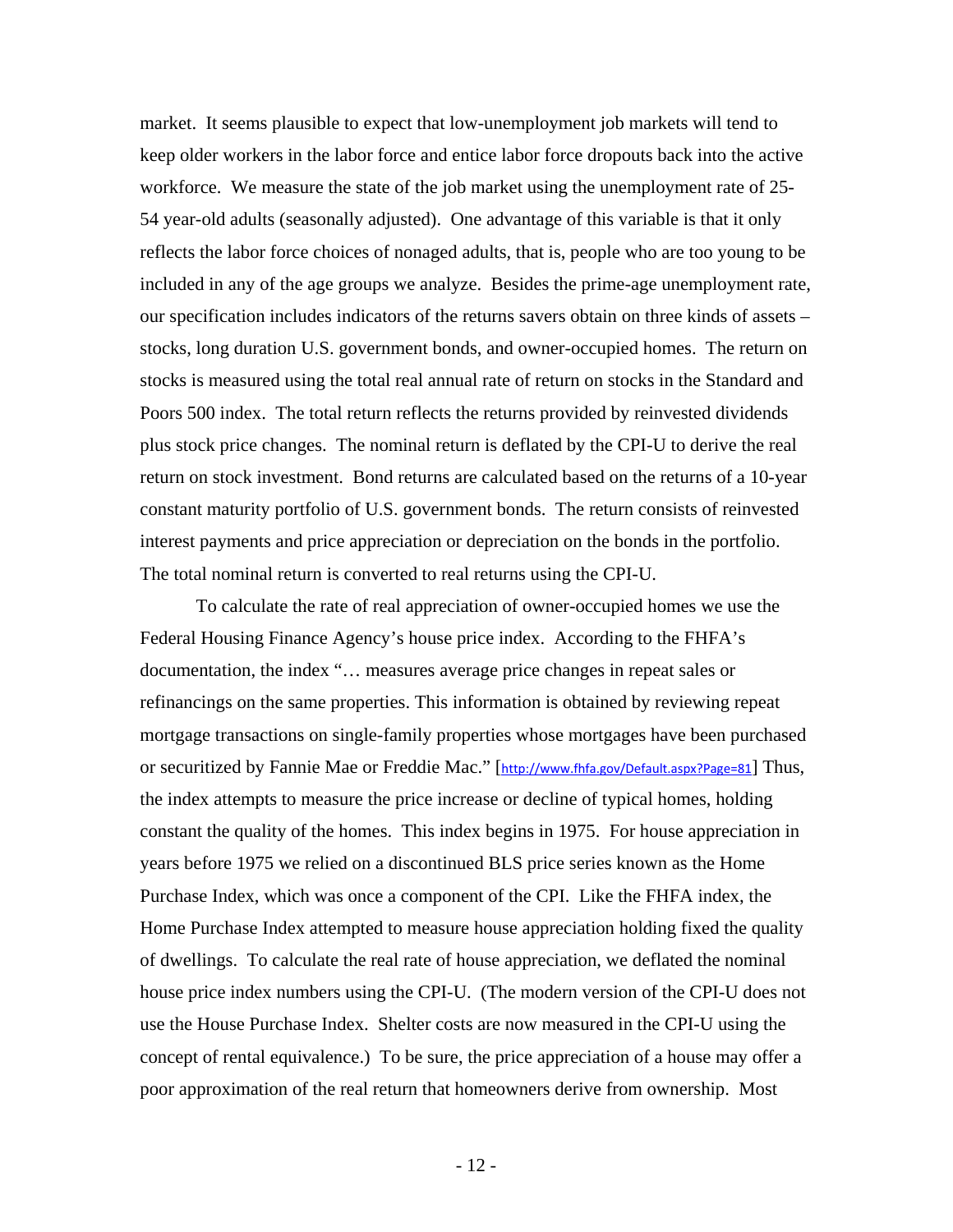market. It seems plausible to expect that low-unemployment job markets will tend to keep older workers in the labor force and entice labor force dropouts back into the active workforce. We measure the state of the job market using the unemployment rate of 25-54 year-old adults (seasonally adjusted). One advantage of this variable is that it only reflects the labor force choices of nonaged adults, that is, people who are too young to be included in any of the age groups we analyze. Besides the prime-age unemployment rate, our specification includes indicators of the returns savers obtain on three kinds of assets – stocks, long duration U.S. government bonds, and owner-occupied homes. The return on stocks is measured using the total real annual rate of return on stocks in the Standard and Poors 500 index. The total return reflects the returns provided by reinvested dividends plus stock price changes. The nominal return is deflated by the CPI-U to derive the real return on stock investment. Bond returns are calculated based on the returns of a 10-year constant maturity portfolio of U.S. government bonds. The return consists of reinvested interest payments and price appreciation or depreciation on the bonds in the portfolio. The total nominal return is converted to real returns using the CPI-U.

To calculate the rate of real appreciation of owner-occupied homes we use the Federal Housing Finance Agency's house price index. According to the FHFA's documentation, the index "… measures average price changes in repeat sales or refinancings on the same properties. This information is obtained by reviewing repeat mortgage transactions on single-family properties whose mortgages have been purchased or securitized by Fannie Mae or Freddie Mac." [http://www.fhfa.gov/Default.aspx?Page=81] Thus, the index attempts to measure the price increase or decline of typical homes, holding constant the quality of the homes. This index begins in 1975. For house appreciation in years before 1975 we relied on a discontinued BLS price series known as the Home Purchase Index, which was once a component of the CPI. Like the FHFA index, the Home Purchase Index attempted to measure house appreciation holding fixed the quality of dwellings. To calculate the real rate of house appreciation, we deflated the nominal house price index numbers using the CPI-U. (The modern version of the CPI-U does not use the House Purchase Index. Shelter costs are now measured in the CPI-U using the concept of rental equivalence.) To be sure, the price appreciation of a house may offer a poor approximation of the real return that homeowners derive from ownership. Most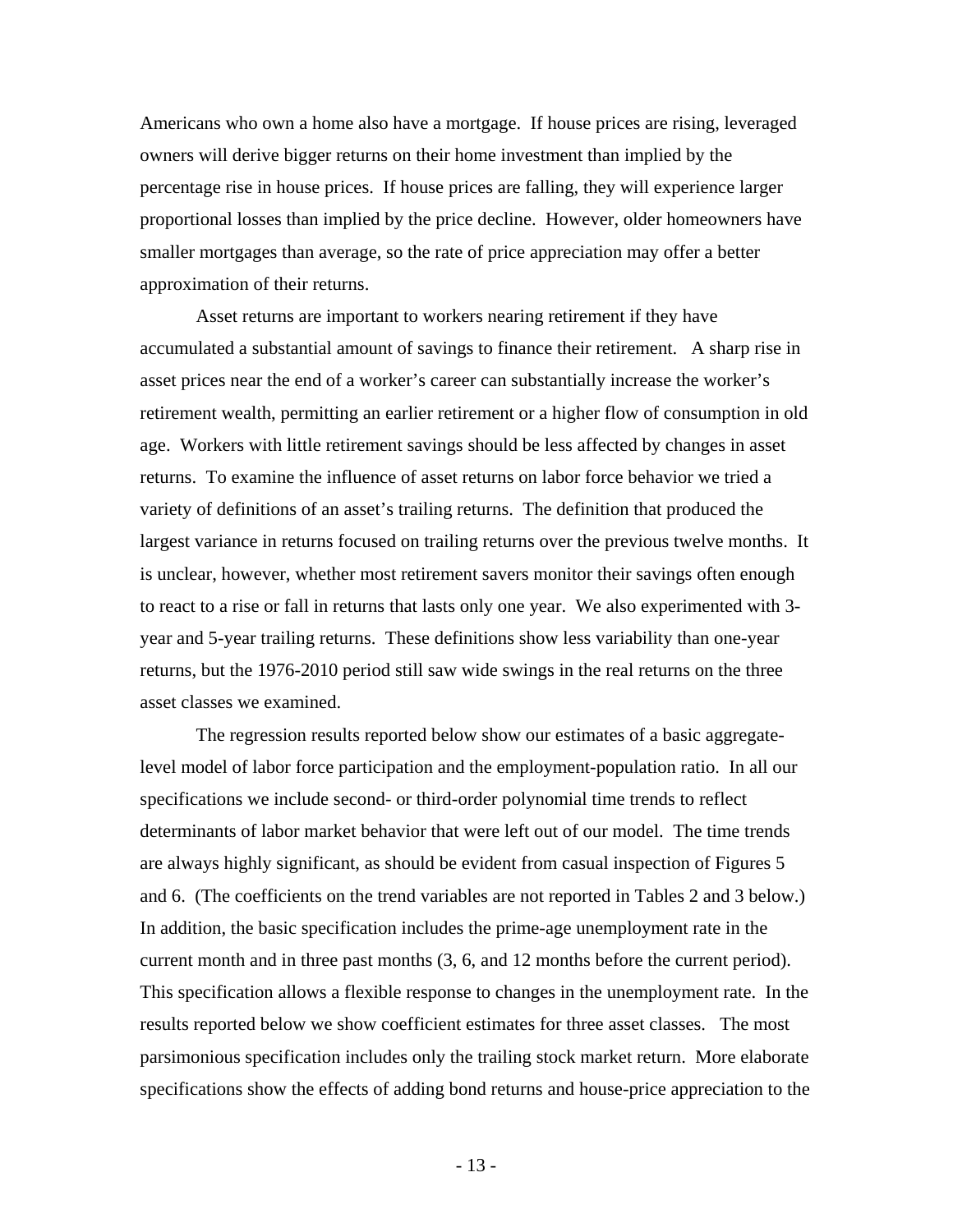Americans who own a home also have a mortgage. If house prices are rising, leveraged owners will derive bigger returns on their home investment than implied by the percentage rise in house prices. If house prices are falling, they will experience larger proportional losses than implied by the price decline. However, older homeowners have smaller mortgages than average, so the rate of price appreciation may offer a better approximation of their returns.

Asset returns are important to workers nearing retirement if they have accumulated a substantial amount of savings to finance their retirement. A sharp rise in asset prices near the end of a worker's career can substantially increase the worker's retirement wealth, permitting an earlier retirement or a higher flow of consumption in old age. Workers with little retirement savings should be less affected by changes in asset returns. To examine the influence of asset returns on labor force behavior we tried a variety of definitions of an asset's trailing returns. The definition that produced the largest variance in returns focused on trailing returns over the previous twelve months. It is unclear, however, whether most retirement savers monitor their savings often enough to react to a rise or fall in returns that lasts only one year. We also experimented with 3-year and 5-year trailing returns. These definitions show less variability than one-year returns, but the 1976-2010 period still saw wide swings in the real returns on the three asset classes we examined.

The regression results reported below show our estimates of a basic aggregate-level model of labor force participation and the employment-population ratio. In all our specifications we include second- or third-order polynomial time trends to reflect determinants of labor market behavior that were left out of our model. The time trends are always highly significant, as should be evident from casual inspection of Figures 5 and 6. (The coefficients on the trend variables are not reported in Tables 2 and 3 below.) In addition, the basic specification includes the prime-age unemployment rate in the current month and in three past months (3, 6, and 12 months before the current period). This specification allows a flexible response to changes in the unemployment rate. In the results reported below we show coefficient estimates for three asset classes. The most parsimonious specification includes only the trailing stock market return. More elaborate specifications show the effects of adding bond returns and house-price appreciation to the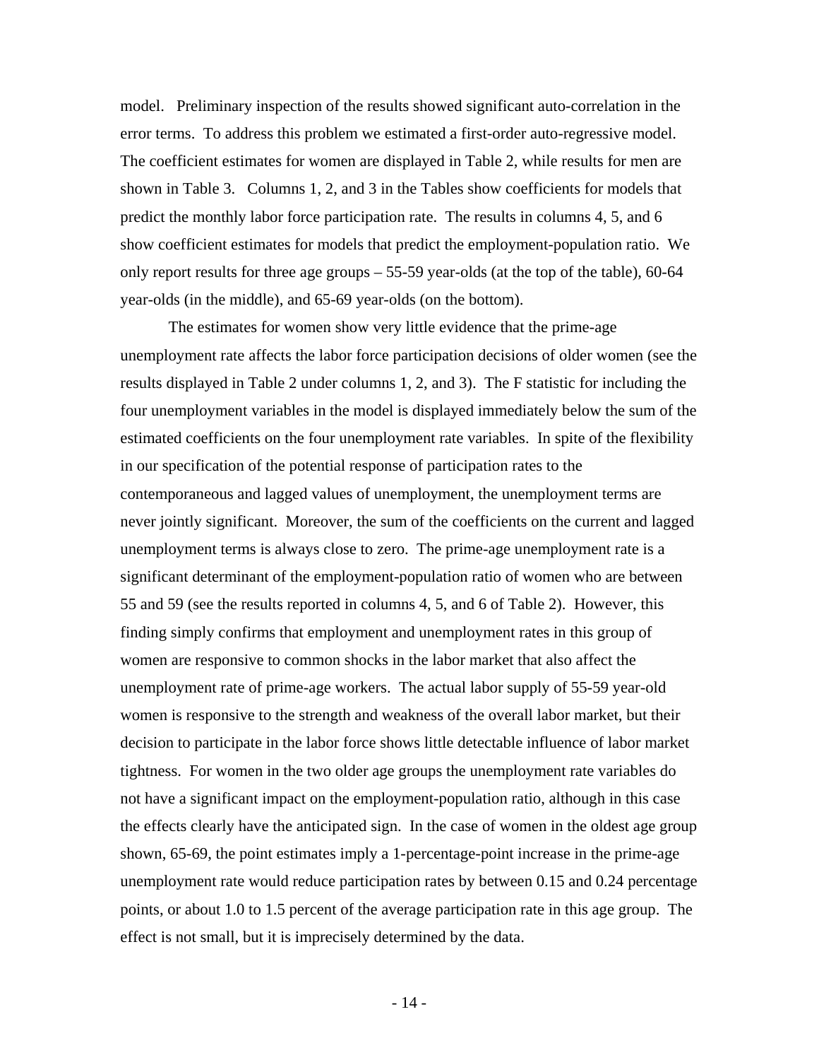model. Preliminary inspection of the results showed significant auto-correlation in the error terms. To address this problem we estimated a first-order auto-regressive model. The coefficient estimates for women are displayed in Table 2, while results for men are shown in Table 3. Columns 1, 2, and 3 in the Tables show coefficients for models that predict the monthly labor force participation rate. The results in columns 4, 5, and 6 show coefficient estimates for models that predict the employment-population ratio. We only report results for three age groups – 55-59 year-olds (at the top of the table), 60-64 year-olds (in the middle), and 65-69 year-olds (on the bottom).

The estimates for women show very little evidence that the prime-age unemployment rate affects the labor force participation decisions of older women (see the results displayed in Table 2 under columns 1, 2, and 3). The F statistic for including the four unemployment variables in the model is displayed immediately below the sum of the estimated coefficients on the four unemployment rate variables. In spite of the flexibility in our specification of the potential response of participation rates to the contemporaneous and lagged values of unemployment, the unemployment terms are never jointly significant. Moreover, the sum of the coefficients on the current and lagged unemployment terms is always close to zero. The prime-age unemployment rate is a significant determinant of the employment-population ratio of women who are between 55 and 59 (see the results reported in columns 4, 5, and 6 of Table 2). However, this finding simply confirms that employment and unemployment rates in this group of women are responsive to common shocks in the labor market that also affect the unemployment rate of prime-age workers. The actual labor supply of 55-59 year-old women is responsive to the strength and weakness of the overall labor market, but their decision to participate in the labor force shows little detectable influence of labor market tightness. For women in the two older age groups the unemployment rate variables do not have a significant impact on the employment-population ratio, although in this case the effects clearly have the anticipated sign. In the case of women in the oldest age group shown, 65-69, the point estimates imply a 1-percentage-point increase in the prime-age unemployment rate would reduce participation rates by between 0.15 and 0.24 percentage points, or about 1.0 to 1.5 percent of the average participation rate in this age group. The effect is not small, but it is imprecisely determined by the data.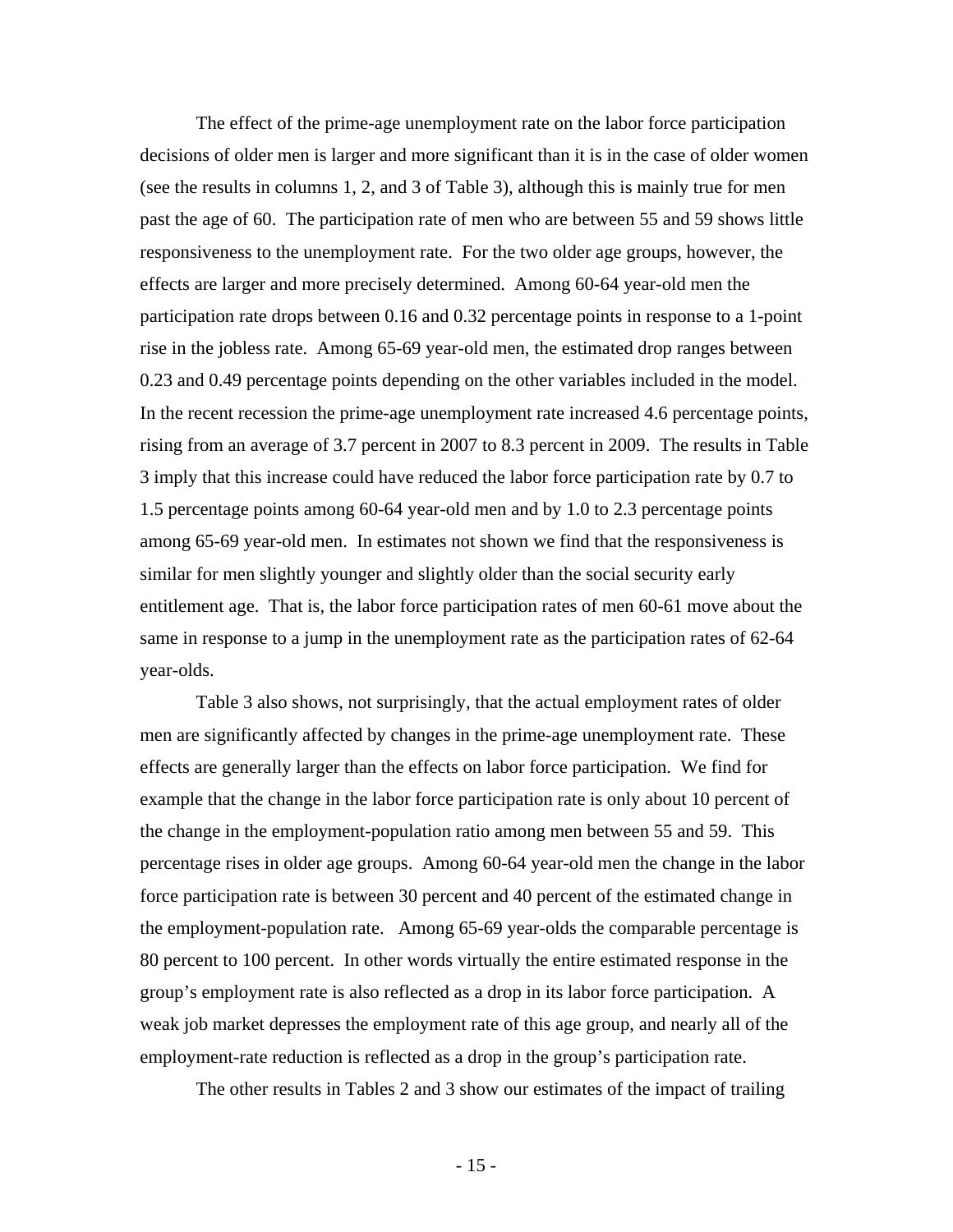The effect of the prime-age unemployment rate on the labor force participation decisions of older men is larger and more significant than it is in the case of older women (see the results in columns 1, 2, and 3 of Table 3), although this is mainly true for men past the age of 60. The participation rate of men who are between 55 and 59 shows little responsiveness to the unemployment rate. For the two older age groups, however, the effects are larger and more precisely determined. Among 60-64 year-old men the participation rate drops between 0.16 and 0.32 percentage points in response to a 1-point rise in the jobless rate. Among 65-69 year-old men, the estimated drop ranges between 0.23 and 0.49 percentage points depending on the other variables included in the model. In the recent recession the prime-age unemployment rate increased 4.6 percentage points, rising from an average of 3.7 percent in 2007 to 8.3 percent in 2009. The results in Table 3 imply that this increase could have reduced the labor force participation rate by 0.7 to 1.5 percentage points among 60-64 year-old men and by 1.0 to 2.3 percentage points among 65-69 year-old men. In estimates not shown we find that the responsiveness is similar for men slightly younger and slightly older than the social security early entitlement age. That is, the labor force participation rates of men 60-61 move about the same in response to a jump in the unemployment rate as the participation rates of 62-64 year-olds.

Table 3 also shows, not surprisingly, that the actual employment rates of older men are significantly affected by changes in the prime-age unemployment rate. These effects are generally larger than the effects on labor force participation. We find for example that the change in the labor force participation rate is only about 10 percent of the change in the employment-population ratio among men between 55 and 59. This percentage rises in older age groups. Among 60-64 year-old men the change in the labor force participation rate is between 30 percent and 40 percent of the estimated change in the employment-population rate. Among 65-69 year-olds the comparable percentage is 80 percent to 100 percent. In other words virtually the entire estimated response in the group's employment rate is also reflected as a drop in its labor force participation. A weak job market depresses the employment rate of this age group, and nearly all of the employment-rate reduction is reflected as a drop in the group's participation rate.

The other results in Tables 2 and 3 show our estimates of the impact of trailing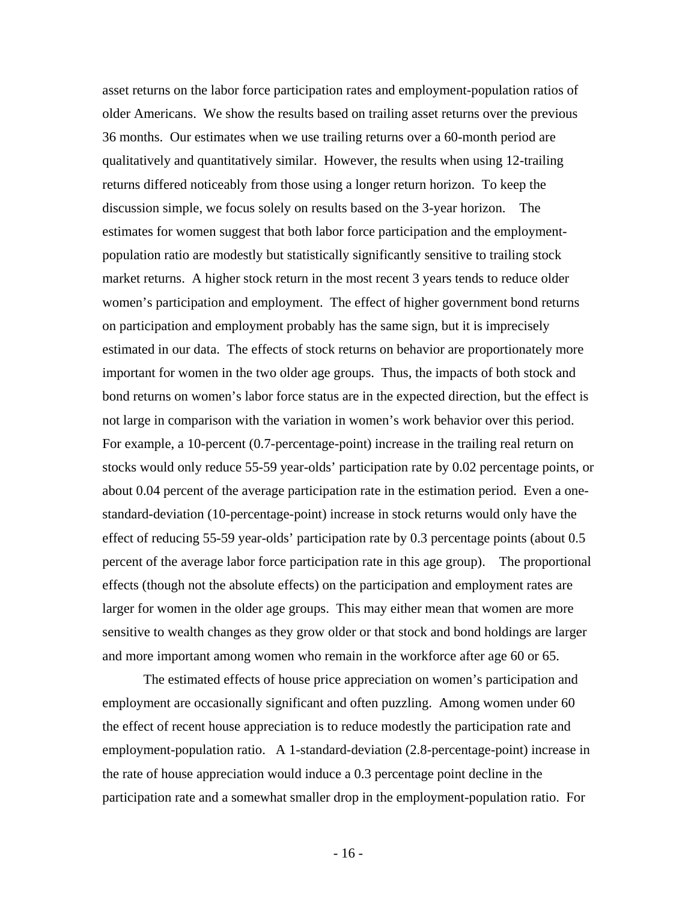asset returns on the labor force participation rates and employment-population ratios of older Americans. We show the results based on trailing asset returns over the previous 36 months. Our estimates when we use trailing returns over a 60-month period are qualitatively and quantitatively similar. However, the results when using 12-trailing returns differed noticeably from those using a longer return horizon. To keep the discussion simple, we focus solely on results based on the 3-year horizon. The estimates for women suggest that both labor force participation and the employment-population ratio are modestly but statistically significantly sensitive to trailing stock market returns. A higher stock return in the most recent 3 years tends to reduce older women's participation and employment. The effect of higher government bond returns on participation and employment probably has the same sign, but it is imprecisely estimated in our data. The effects of stock returns on behavior are proportionately more important for women in the two older age groups. Thus, the impacts of both stock and bond returns on women's labor force status are in the expected direction, but the effect is not large in comparison with the variation in women's work behavior over this period. For example, a 10-percent (0.7-percentage-point) increase in the trailing real return on stocks would only reduce 55-59 year-olds' participation rate by 0.02 percentage points, or about 0.04 percent of the average participation rate in the estimation period. Even a one-standard-deviation (10-percentage-point) increase in stock returns would only have the effect of reducing 55-59 year-olds' participation rate by 0.3 percentage points (about 0.5 percent of the average labor force participation rate in this age group). The proportional effects (though not the absolute effects) on the participation and employment rates are larger for women in the older age groups. This may either mean that women are more sensitive to wealth changes as they grow older or that stock and bond holdings are larger and more important among women who remain in the workforce after age 60 or 65.

The estimated effects of house price appreciation on women's participation and employment are occasionally significant and often puzzling. Among women under 60 the effect of recent house appreciation is to reduce modestly the participation rate and employment-population ratio. A 1-standard-deviation (2.8-percentage-point) increase in the rate of house appreciation would induce a 0.3 percentage point decline in the participation rate and a somewhat smaller drop in the employment-population ratio. For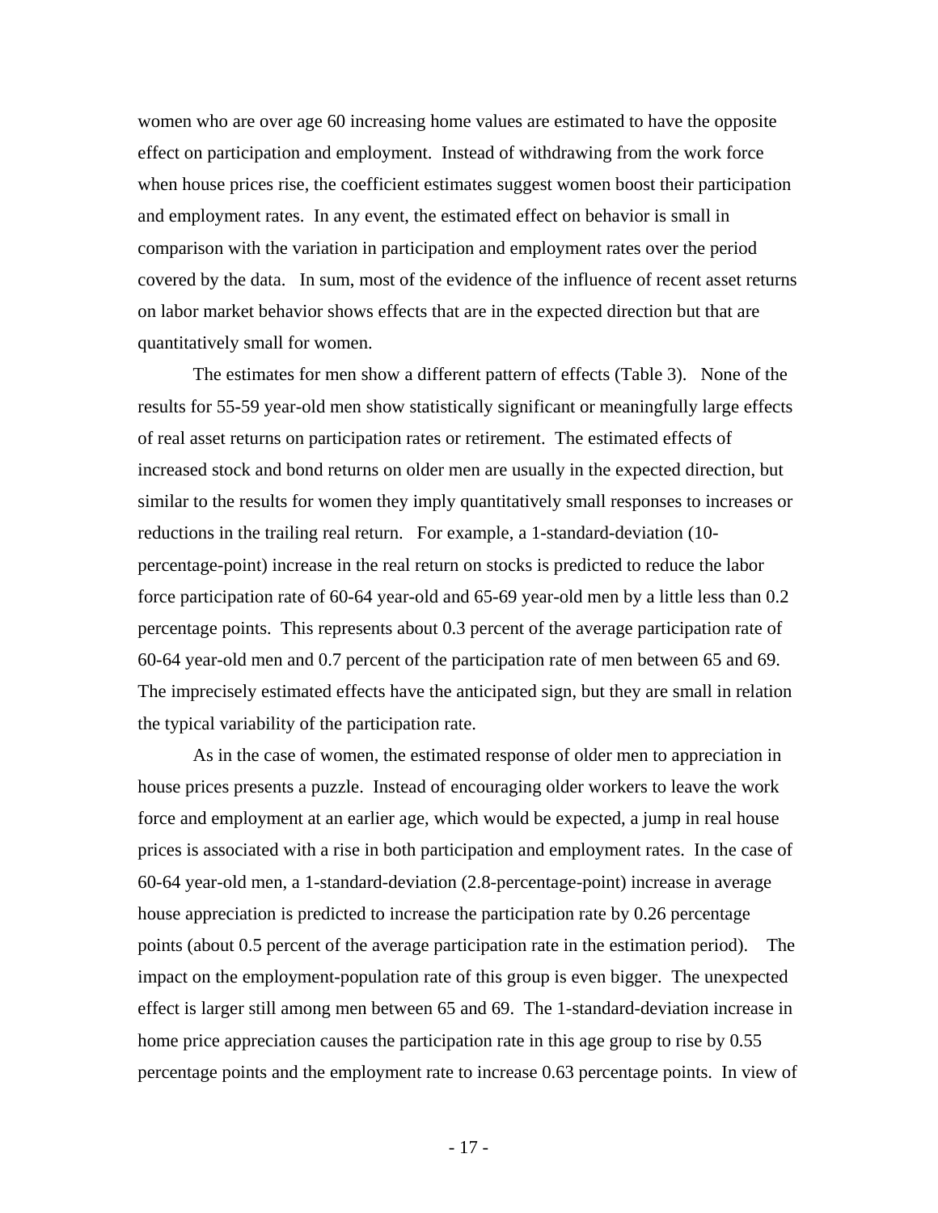women who are over age 60 increasing home values are estimated to have the opposite effect on participation and employment. Instead of withdrawing from the work force when house prices rise, the coefficient estimates suggest women boost their participation and employment rates. In any event, the estimated effect on behavior is small in comparison with the variation in participation and employment rates over the period covered by the data. In sum, most of the evidence of the influence of recent asset returns on labor market behavior shows effects that are in the expected direction but that are quantitatively small for women.

The estimates for men show a different pattern of effects (Table 3). None of the results for 55-59 year-old men show statistically significant or meaningfully large effects of real asset returns on participation rates or retirement. The estimated effects of increased stock and bond returns on older men are usually in the expected direction, but similar to the results for women they imply quantitatively small responses to increases or reductions in the trailing real return. For example, a 1-standard-deviation (10-percentage-point) increase in the real return on stocks is predicted to reduce the labor force participation rate of 60-64 year-old and 65-69 year-old men by a little less than 0.2 percentage points. This represents about 0.3 percent of the average participation rate of 60-64 year-old men and 0.7 percent of the participation rate of men between 65 and 69. The imprecisely estimated effects have the anticipated sign, but they are small in relation the typical variability of the participation rate.

As in the case of women, the estimated response of older men to appreciation in house prices presents a puzzle. Instead of encouraging older workers to leave the work force and employment at an earlier age, which would be expected, a jump in real house prices is associated with a rise in both participation and employment rates. In the case of 60-64 year-old men, a 1-standard-deviation (2.8-percentage-point) increase in average house appreciation is predicted to increase the participation rate by 0.26 percentage points (about 0.5 percent of the average participation rate in the estimation period). The impact on the employment-population rate of this group is even bigger. The unexpected effect is larger still among men between 65 and 69. The 1-standard-deviation increase in home price appreciation causes the participation rate in this age group to rise by 0.55 percentage points and the employment rate to increase 0.63 percentage points. In view of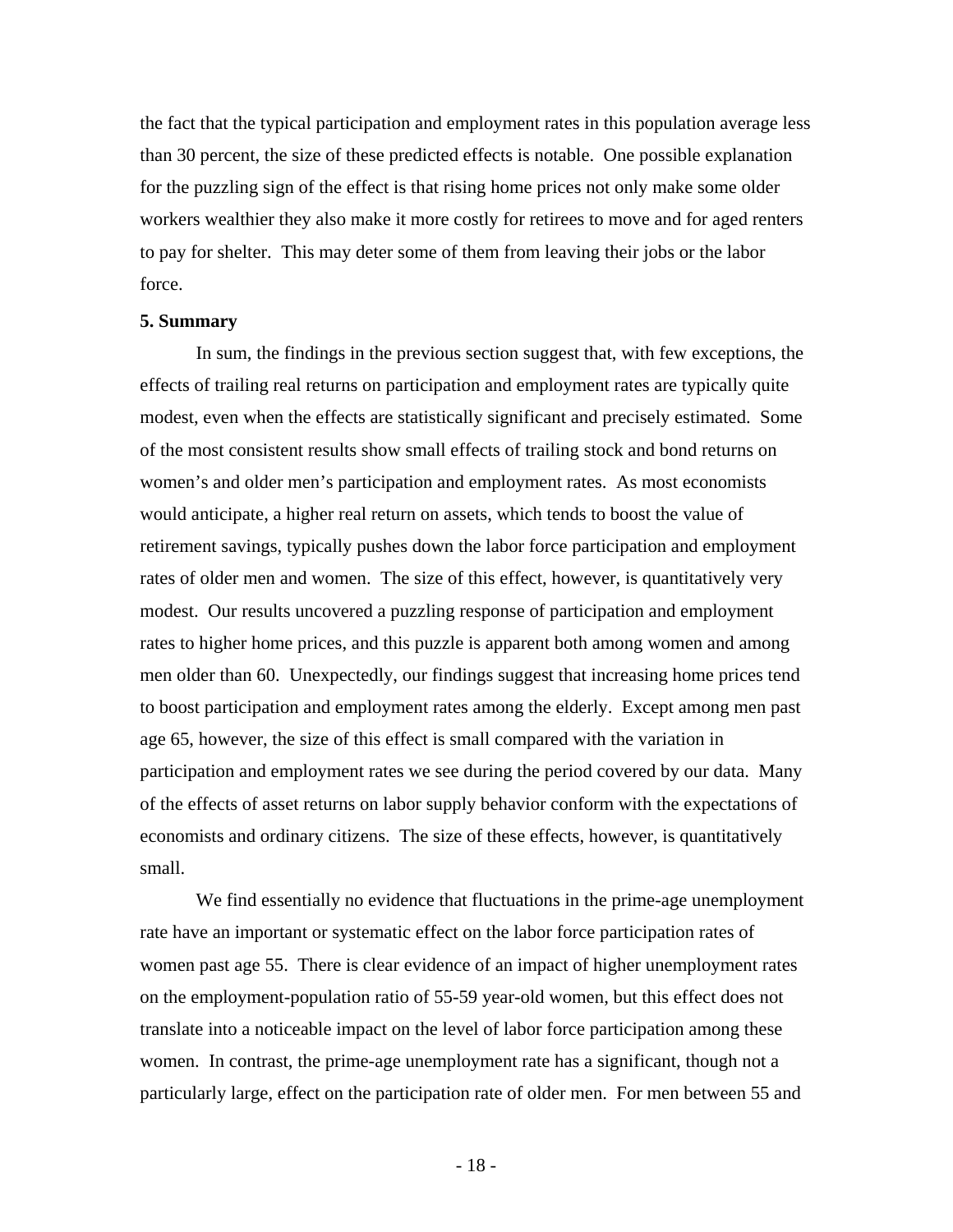the fact that the typical participation and employment rates in this population average less than 30 percent, the size of these predicted effects is notable. One possible explanation for the puzzling sign of the effect is that rising home prices not only make some older workers wealthier they also make it more costly for retirees to move and for aged renters to pay for shelter. This may deter some of them from leaving their jobs or the labor force.

**5. Summary**

In sum, the findings in the previous section suggest that, with few exceptions, the effects of trailing real returns on participation and employment rates are typically quite modest, even when the effects are statistically significant and precisely estimated. Some of the most consistent results show small effects of trailing stock and bond returns on women's and older men's participation and employment rates. As most economists would anticipate, a higher real return on assets, which tends to boost the value of retirement savings, typically pushes down the labor force participation and employment rates of older men and women. The size of this effect, however, is quantitatively very modest. Our results uncovered a puzzling response of participation and employment rates to higher home prices, and this puzzle is apparent both among women and among men older than 60. Unexpectedly, our findings suggest that increasing home prices tend to boost participation and employment rates among the elderly. Except among men past age 65, however, the size of this effect is small compared with the variation in participation and employment rates we see during the period covered by our data. Many of the effects of asset returns on labor supply behavior conform with the expectations of economists and ordinary citizens. The size of these effects, however, is quantitatively small.

We find essentially no evidence that fluctuations in the prime-age unemployment rate have an important or systematic effect on the labor force participation rates of women past age 55. There is clear evidence of an impact of higher unemployment rates on the employment-population ratio of 55-59 year-old women, but this effect does not translate into a noticeable impact on the level of labor force participation among these women. In contrast, the prime-age unemployment rate has a significant, though not a particularly large, effect on the participation rate of older men. For men between 55 and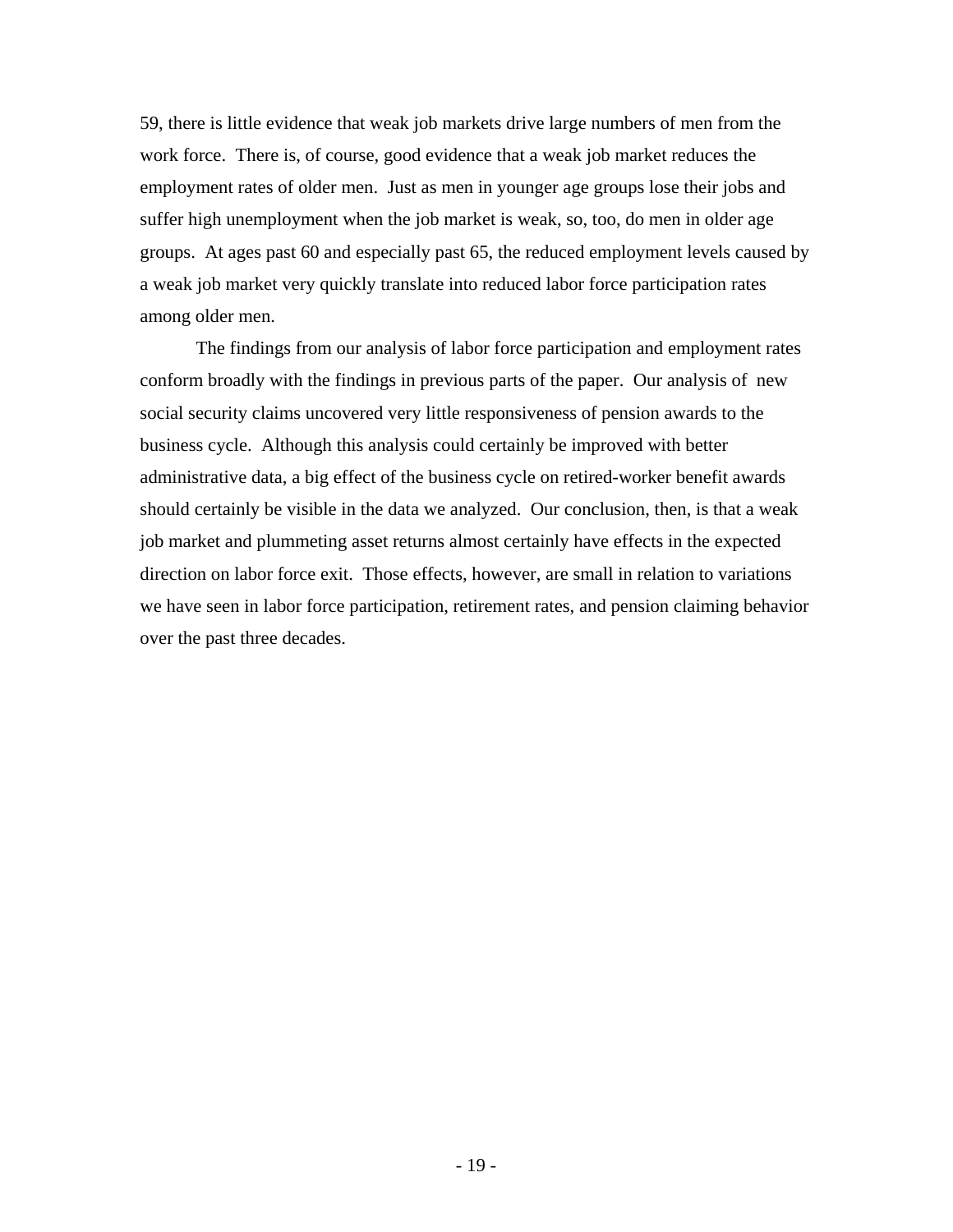59, there is little evidence that weak job markets drive large numbers of men from the work force. There is, of course, good evidence that a weak job market reduces the employment rates of older men. Just as men in younger age groups lose their jobs and suffer high unemployment when the job market is weak, so, too, do men in older age groups. At ages past 60 and especially past 65, the reduced employment levels caused by a weak job market very quickly translate into reduced labor force participation rates among older men.

The findings from our analysis of labor force participation and employment rates conform broadly with the findings in previous parts of the paper. Our analysis of new social security claims uncovered very little responsiveness of pension awards to the business cycle. Although this analysis could certainly be improved with better administrative data, a big effect of the business cycle on retired-worker benefit awards should certainly be visible in the data we analyzed. Our conclusion, then, is that a weak job market and plummeting asset returns almost certainly have effects in the expected direction on labor force exit. Those effects, however, are small in relation to variations we have seen in labor force participation, retirement rates, and pension claiming behavior over the past three decades.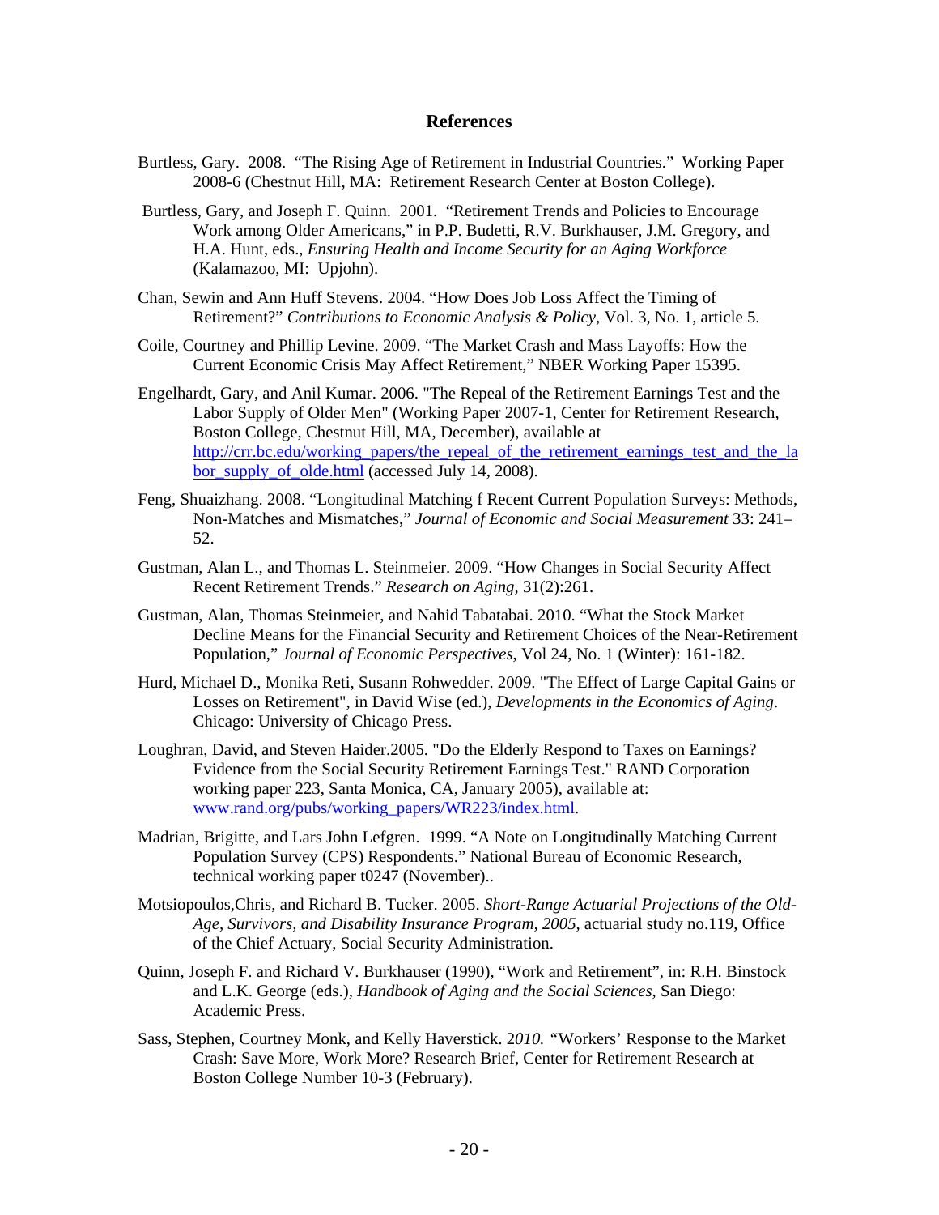## References

Burtless, Gary. 2008. "The Rising Age of Retirement in Industrial Countries." Working Paper 2008-6 (Chestnut Hill, MA: Retirement Research Center at Boston College).

Burtless, Gary, and Joseph F. Quinn. 2001. "Retirement Trends and Policies to Encourage Work among Older Americans," in P.P. Budetti, R.V. Burkhauser, J.M. Gregory, and H.A. Hunt, eds., *Ensuring Health and Income Security for an Aging Workforce* (Kalamazoo, MI: Upjohn).

Chan, Sewin and Ann Huff Stevens. 2004. "How Does Job Loss Affect the Timing of Retirement?" *Contributions to Economic Analysis & Policy*, Vol. 3, No. 1, article 5.

Coile, Courtney and Phillip Levine. 2009. "The Market Crash and Mass Layoffs: How the Current Economic Crisis May Affect Retirement," NBER Working Paper 15395.

Engelhardt, Gary, and Anil Kumar. 2006. "The Repeal of the Retirement Earnings Test and the Labor Supply of Older Men" (Working Paper 2007-1, Center for Retirement Research, Boston College, Chestnut Hill, MA, December), available at http://crr.bc.edu/working_papers/the_repeal_of_the_retirement_earnings_test_and_the_labor_supply_of_olde.html (accessed July 14, 2008).

Feng, Shuaizhang. 2008. "Longitudinal Matching f Recent Current Population Surveys: Methods, Non-Matches and Mismatches," *Journal of Economic and Social Measurement* 33: 241–52.

Gustman, Alan L., and Thomas L. Steinmeier. 2009. "How Changes in Social Security Affect Recent Retirement Trends." *Research on Aging*, 31(2):261.

Gustman, Alan, Thomas Steinmeier, and Nahid Tabatabai. 2010. "What the Stock Market Decline Means for the Financial Security and Retirement Choices of the Near-Retirement Population," *Journal of Economic Perspectives*, Vol 24, No. 1 (Winter): 161-182.

Hurd, Michael D., Monika Reti, Susann Rohwedder. 2009. "The Effect of Large Capital Gains or Losses on Retirement", in David Wise (ed.), *Developments in the Economics of Aging*. Chicago: University of Chicago Press.

Loughran, David, and Steven Haider.2005. "Do the Elderly Respond to Taxes on Earnings? Evidence from the Social Security Retirement Earnings Test." RAND Corporation working paper 223, Santa Monica, CA, January 2005), available at: www.rand.org/pubs/working_papers/WR223/index.html.

Madrian, Brigitte, and Lars John Lefgren. 1999. "A Note on Longitudinally Matching Current Population Survey (CPS) Respondents." National Bureau of Economic Research, technical working paper t0247 (November)..

Motsiopoulos,Chris, and Richard B. Tucker. 2005. *Short-Range Actuarial Projections of the Old-Age, Survivors, and Disability Insurance Program, 2005*, actuarial study no.119, Office of the Chief Actuary, Social Security Administration.

Quinn, Joseph F. and Richard V. Burkhauser (1990), "Work and Retirement", in: R.H. Binstock and L.K. George (eds.), *Handbook of Aging and the Social Sciences*, San Diego: Academic Press.

Sass, Stephen, Courtney Monk, and Kelly Haverstick. 2*010.* "Workers' Response to the Market Crash: Save More, Work More? Research Brief, Center for Retirement Research at Boston College Number 10-3 (February).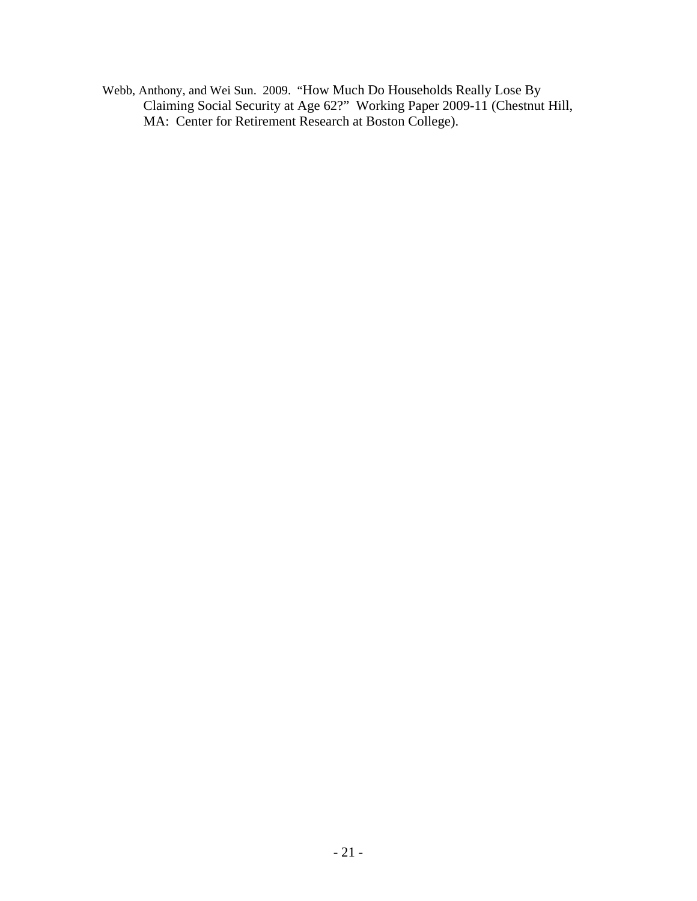Webb, Anthony, and Wei Sun. 2009. "How Much Do Households Really Lose By Claiming Social Security at Age 62?" Working Paper 2009-11 (Chestnut Hill, MA: Center for Retirement Research at Boston College).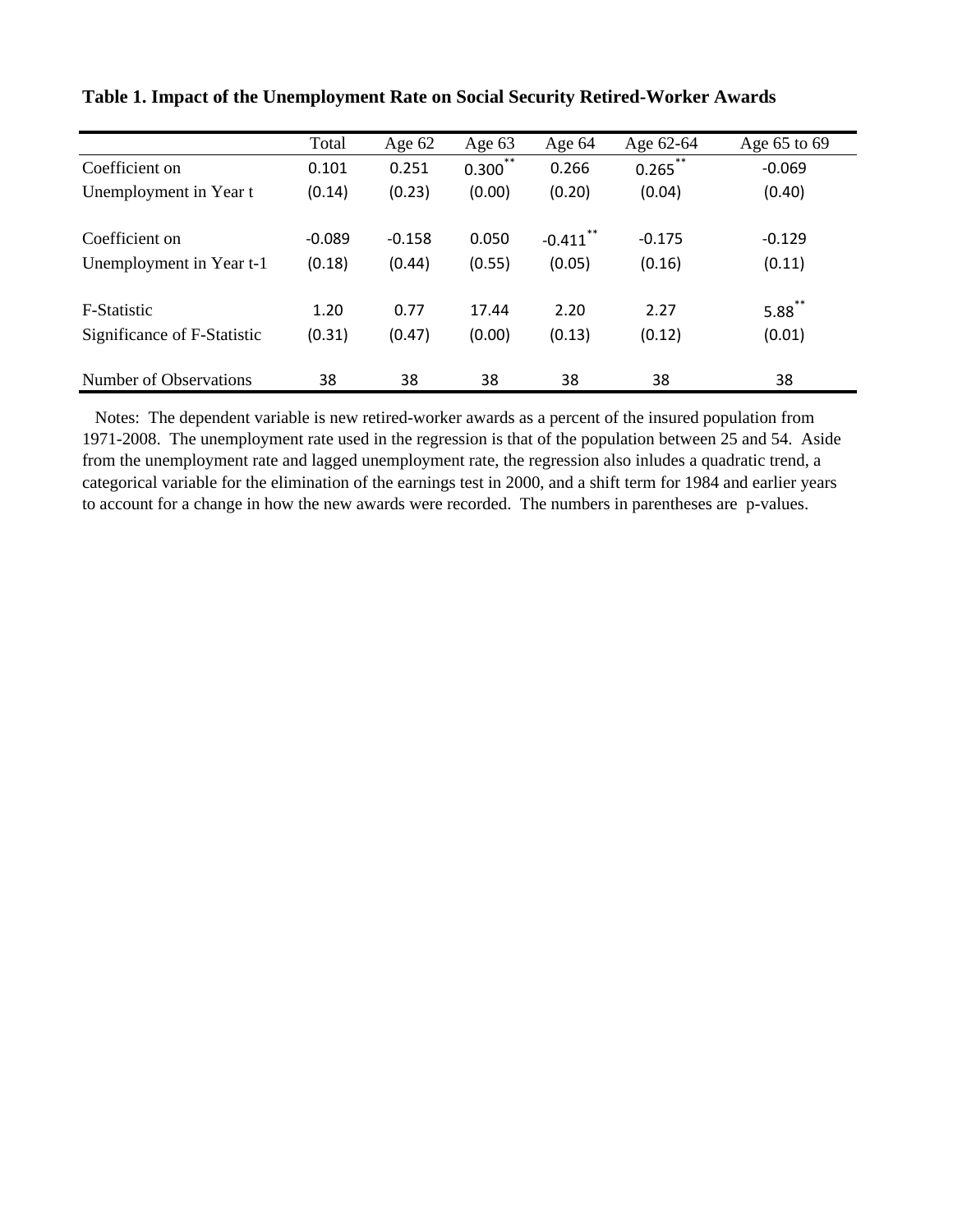**Table 1. Impact of the Unemployment Rate on Social Security Retired-Worker Awards**

| | Total | Age 62 | Age 63 | Age 64 | Age 62-64 | Age 65 to 69 |
|---|---|---|---|---|---|---|
| Coefficient on | 0.101 | 0.251 | 0.300** | 0.266 | 0.265** | -0.069 |
| Unemployment in Year t | (0.14) | (0.23) | (0.00) | (0.20) | (0.04) | (0.40) |
| | | | | | | |
| Coefficient on | -0.089 | -0.158 | 0.050 | -0.411** | -0.175 | -0.129 |
| Unemployment in Year t-1 | (0.18) | (0.44) | (0.55) | (0.05) | (0.16) | (0.11) |
| | | | | | | |
| F-Statistic | 1.20 | 0.77 | 17.44 | 2.20 | 2.27 | 5.88** |
| Significance of F-Statistic | (0.31) | (0.47) | (0.00) | (0.13) | (0.12) | (0.01) |
| | | | | | | |
| Number of Observations | 38 | 38 | 38 | 38 | 38 | 38 |

Notes: The dependent variable is new retired-worker awards as a percent of the insured population from 1971-2008. The unemployment rate used in the regression is that of the population between 25 and 54. Aside from the unemployment rate and lagged unemployment rate, the regression also inludes a quadratic trend, a categorical variable for the elimination of the earnings test in 2000, and a shift term for 1984 and earlier years to account for a change in how the new awards were recorded. The numbers in parentheses are p-values.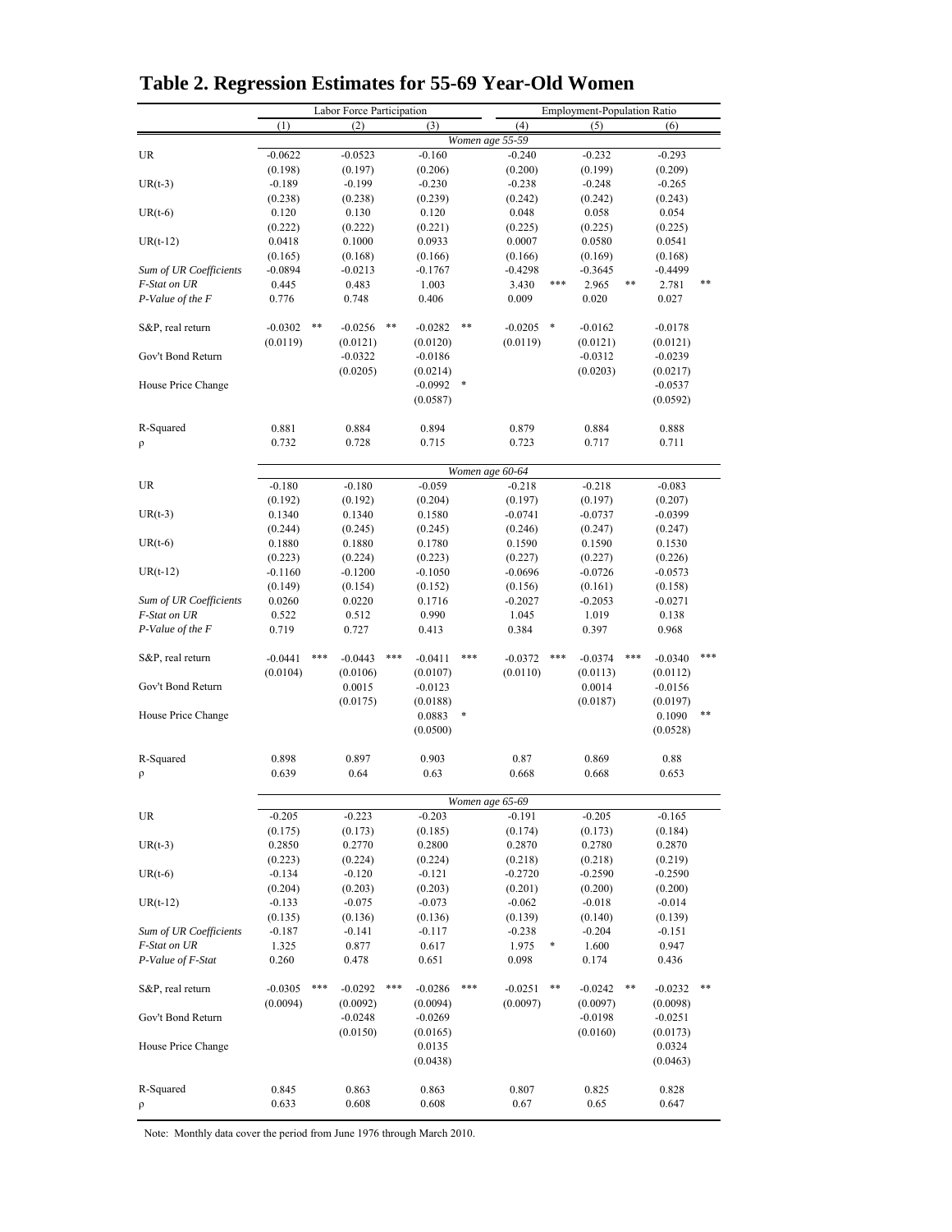# Table 2. Regression Estimates for 55-69 Year-Old Women

| | Labor Force Participation | | | Employment-Population Ratio | | |
|---|---|---|---|---|---|---|
| | (1) | (2) | (3) | (4) | (5) | (6) |
| | | | *Women age 55-59* | | | |
| UR | -0.0622 | -0.0523 | -0.160 | -0.240 | -0.232 | -0.293 |
| | (0.198) | (0.197) | (0.206) | (0.200) | (0.199) | (0.209) |
| UR(t-3) | -0.189 | -0.199 | -0.230 | -0.238 | -0.248 | -0.265 |
| | (0.238) | (0.238) | (0.239) | (0.242) | (0.242) | (0.243) |
| UR(t-6) | 0.120 | 0.130 | 0.120 | 0.048 | 0.058 | 0.054 |
| | (0.222) | (0.222) | (0.221) | (0.225) | (0.225) | (0.225) |
| UR(t-12) | 0.0418 | 0.1000 | 0.0933 | 0.0007 | 0.0580 | 0.0541 |
| | (0.165) | (0.168) | (0.166) | (0.166) | (0.169) | (0.168) |
| *Sum of UR Coefficients* | -0.0894 | -0.0213 | -0.1767 | -0.4298 | -0.3645 | -0.4499 |
| *F-Stat on UR* | 0.445 | 0.483 | 1.003 | 3.430 *** | 2.965 ** | 2.781 ** |
| *P-Value of the F* | 0.776 | 0.748 | 0.406 | 0.009 | 0.020 | 0.027 |
| S&P, real return | -0.0302 ** | -0.0256 ** | -0.0282 ** | -0.0205 * | -0.0162 | -0.0178 |
| | (0.0119) | (0.0121) | (0.0120) | (0.0119) | (0.0121) | (0.0121) |
| Gov't Bond Return | | -0.0322 | -0.0186 | | -0.0312 | -0.0239 |
| | | (0.0205) | (0.0214) | | (0.0203) | (0.0217) |
| House Price Change | | | -0.0992 * | | | -0.0537 |
| | | | (0.0587) | | | (0.0592) |
| R-Squared | 0.881 | 0.884 | 0.894 | 0.879 | 0.884 | 0.888 |
| ρ | 0.732 | 0.728 | 0.715 | 0.723 | 0.717 | 0.711 |
| | | | *Women age 60-64* | | | |
| UR | -0.180 | -0.180 | -0.059 | -0.218 | -0.218 | -0.083 |
| | (0.192) | (0.192) | (0.204) | (0.197) | (0.197) | (0.207) |
| UR(t-3) | 0.1340 | 0.1340 | 0.1580 | -0.0741 | -0.0737 | -0.0399 |
| | (0.244) | (0.245) | (0.245) | (0.246) | (0.247) | (0.247) |
| UR(t-6) | 0.1880 | 0.1880 | 0.1780 | 0.1590 | 0.1590 | 0.1530 |
| | (0.223) | (0.224) | (0.223) | (0.227) | (0.227) | (0.226) |
| UR(t-12) | -0.1160 | -0.1200 | -0.1050 | -0.0696 | -0.0726 | -0.0573 |
| | (0.149) | (0.154) | (0.152) | (0.156) | (0.161) | (0.158) |
| *Sum of UR Coefficients* | 0.0260 | 0.0220 | 0.1716 | -0.2027 | -0.2053 | -0.0271 |
| *F-Stat on UR* | 0.522 | 0.512 | 0.990 | 1.045 | 1.019 | 0.138 |
| *P-Value of the F* | 0.719 | 0.727 | 0.413 | 0.384 | 0.397 | 0.968 |
| S&P, real return | -0.0441 *** | -0.0443 *** | -0.0411 *** | -0.0372 *** | -0.0374 *** | -0.0340 *** |
| | (0.0104) | (0.0106) | (0.0107) | (0.0110) | (0.0113) | (0.0112) |
| Gov't Bond Return | | 0.0015 | -0.0123 | | 0.0014 | -0.0156 |
| | | (0.0175) | (0.0188) | | (0.0187) | (0.0197) |
| House Price Change | | | 0.0883 * | | | 0.1090 ** |
| | | | (0.0500) | | | (0.0528) |
| R-Squared | 0.898 | 0.897 | 0.903 | 0.87 | 0.869 | 0.88 |
| ρ | 0.639 | 0.64 | 0.63 | 0.668 | 0.668 | 0.653 |
| | | | *Women age 65-69* | | | |
| UR | -0.205 | -0.223 | -0.203 | -0.191 | -0.205 | -0.165 |
| | (0.175) | (0.173) | (0.185) | (0.174) | (0.173) | (0.184) |
| UR(t-3) | 0.2850 | 0.2770 | 0.2800 | 0.2870 | 0.2780 | 0.2870 |
| | (0.223) | (0.224) | (0.224) | (0.218) | (0.218) | (0.219) |
| UR(t-6) | -0.134 | -0.120 | -0.121 | -0.2720 | -0.2590 | -0.2590 |
| | (0.204) | (0.203) | (0.203) | (0.201) | (0.200) | (0.200) |
| UR(t-12) | -0.133 | -0.075 | -0.073 | -0.062 | -0.018 | -0.014 |
| | (0.135) | (0.136) | (0.136) | (0.139) | (0.140) | (0.139) |
| *Sum of UR Coefficients* | -0.187 | -0.141 | -0.117 | -0.238 | -0.204 | -0.151 |
| *F-Stat on UR* | 1.325 | 0.877 | 0.617 | 1.975 * | 1.600 | 0.947 |
| *P-Value of F-Stat* | 0.260 | 0.478 | 0.651 | 0.098 | 0.174 | 0.436 |
| S&P, real return | -0.0305 *** | -0.0292 *** | -0.0286 *** | -0.0251 ** | -0.0242 ** | -0.0232 ** |
| | (0.0094) | (0.0092) | (0.0094) | (0.0097) | (0.0097) | (0.0098) |
| Gov't Bond Return | | -0.0248 | -0.0269 | | -0.0198 | -0.0251 |
| | | (0.0150) | (0.0165) | | (0.0160) | (0.0173) |
| House Price Change | | | 0.0135 | | | 0.0324 |
| | | | (0.0438) | | | (0.0463) |
| R-Squared | 0.845 | 0.863 | 0.863 | 0.807 | 0.825 | 0.828 |
| ρ | 0.633 | 0.608 | 0.608 | 0.67 | 0.65 | 0.647 |

Note: Monthly data cover the period from June 1976 through March 2010.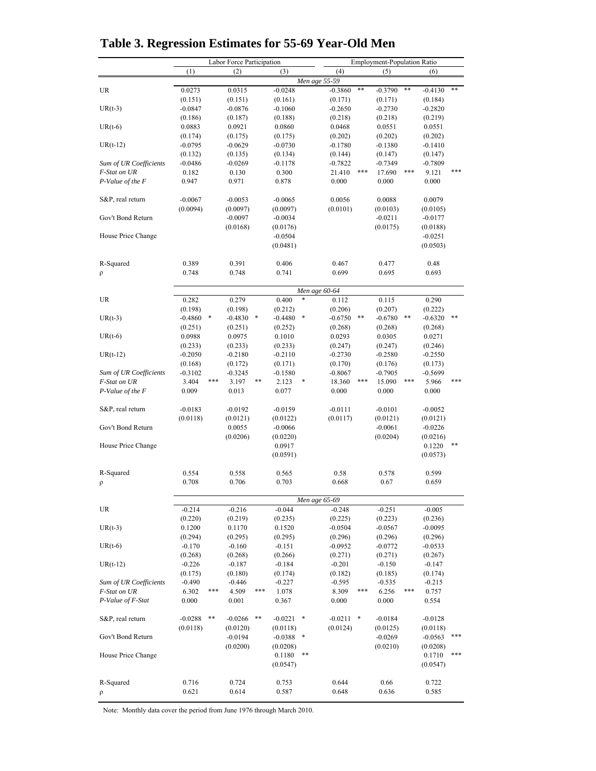# Table 3. Regression Estimates for 55-69 Year-Old Men

| | Labor Force Participation | | | Employment-Population Ratio | | |
|---|---|---|---|---|---|---|
| | (1) | (2) | (3) | (4) | (5) | (6) |
| | | | *Men age 55-59* | | | |
| UR | 0.0273 | 0.0315 | -0.0248 | -0.3860 ** | -0.3790 ** | -0.4130 ** |
| | (0.151) | (0.151) | (0.161) | (0.171) | (0.171) | (0.184) |
| UR(t-3) | -0.0847 | -0.0876 | -0.1060 | -0.2650 | -0.2730 | -0.2820 |
| | (0.186) | (0.187) | (0.188) | (0.218) | (0.218) | (0.219) |
| UR(t-6) | 0.0883 | 0.0921 | 0.0860 | 0.0468 | 0.0551 | 0.0551 |
| | (0.174) | (0.175) | (0.175) | (0.202) | (0.202) | (0.202) |
| UR(t-12) | -0.0795 | -0.0629 | -0.0730 | -0.1780 | -0.1380 | -0.1410 |
| | (0.132) | (0.135) | (0.134) | (0.144) | (0.147) | (0.147) |
| *Sum of UR Coefficients* | -0.0486 | -0.0269 | -0.1178 | -0.7822 | -0.7349 | -0.7809 |
| *F-Stat on UR* | 0.182 | 0.130 | 0.300 | 21.410 *** | 17.690 *** | 9.121 *** |
| *P-Value of the F* | 0.947 | 0.971 | 0.878 | 0.000 | 0.000 | 0.000 |
| S&P, real return | -0.0067 | -0.0053 | -0.0065 | 0.0056 | 0.0088 | 0.0079 |
| | (0.0094) | (0.0097) | (0.0097) | (0.0101) | (0.0103) | (0.0105) |
| Gov't Bond Return | | -0.0097 | -0.0034 | | -0.0211 | -0.0177 |
| | | (0.0168) | (0.0176) | | (0.0175) | (0.0188) |
| House Price Change | | | -0.0504 | | | -0.0251 |
| | | | (0.0481) | | | (0.0503) |
| R-Squared | 0.389 | 0.391 | 0.406 | 0.467 | 0.477 | 0.48 |
| ρ | 0.748 | 0.748 | 0.741 | 0.699 | 0.695 | 0.693 |
| | | | *Men age 60-64* | | | |
| UR | 0.282 | 0.279 | 0.400 * | 0.112 | 0.115 | 0.290 |
| | (0.198) | (0.198) | (0.212) | (0.206) | (0.207) | (0.222) |
| UR(t-3) | -0.4860 * | -0.4830 * | -0.4480 * | -0.6750 ** | -0.6780 ** | -0.6320 ** |
| | (0.251) | (0.251) | (0.252) | (0.268) | (0.268) | (0.268) |
| UR(t-6) | 0.0988 | 0.0975 | 0.1010 | 0.0293 | 0.0305 | 0.0271 |
| | (0.233) | (0.233) | (0.233) | (0.247) | (0.247) | (0.246) |
| UR(t-12) | -0.2050 | -0.2180 | -0.2110 | -0.2730 | -0.2580 | -0.2550 |
| | (0.168) | (0.172) | (0.171) | (0.170) | (0.176) | (0.173) |
| *Sum of UR Coefficients* | -0.3102 | -0.3245 | -0.1580 | -0.8067 | -0.7905 | -0.5699 |
| *F-Stat on UR* | 3.404 *** | 3.197 ** | 2.123 * | 18.360 *** | 15.090 *** | 5.966 *** |
| *P-Value of the F* | 0.009 | 0.013 | 0.077 | 0.000 | 0.000 | 0.000 |
| S&P, real return | -0.0183 | -0.0192 | -0.0159 | -0.0111 | -0.0101 | -0.0052 |
| | (0.0118) | (0.0121) | (0.0122) | (0.0117) | (0.0121) | (0.0121) |
| Gov't Bond Return | | 0.0055 | -0.0066 | | -0.0061 | -0.0226 |
| | | (0.0206) | (0.0220) | | (0.0204) | (0.0216) |
| House Price Change | | | 0.0917 | | | 0.1220 ** |
| | | | (0.0591) | | | (0.0573) |
| R-Squared | 0.554 | 0.558 | 0.565 | 0.58 | 0.578 | 0.599 |
| ρ | 0.708 | 0.706 | 0.703 | 0.668 | 0.67 | 0.659 |
| | | | *Men age 65-69* | | | |
| UR | -0.214 | -0.216 | -0.044 | -0.248 | -0.251 | -0.005 |
| | (0.220) | (0.219) | (0.235) | (0.225) | (0.223) | (0.236) |
| UR(t-3) | 0.1200 | 0.1170 | 0.1520 | -0.0504 | -0.0567 | -0.0095 |
| | (0.294) | (0.295) | (0.295) | (0.296) | (0.296) | (0.296) |
| UR(t-6) | -0.170 | -0.160 | -0.151 | -0.0952 | -0.0772 | -0.0533 |
| | (0.268) | (0.268) | (0.266) | (0.271) | (0.271) | (0.267) |
| UR(t-12) | -0.226 | -0.187 | -0.184 | -0.201 | -0.150 | -0.147 |
| | (0.175) | (0.180) | (0.174) | (0.182) | (0.185) | (0.174) |
| *Sum of UR Coefficients* | -0.490 | -0.446 | -0.227 | -0.595 | -0.535 | -0.215 |
| *F-Stat on UR* | 6.302 *** | 4.509 *** | 1.078 | 8.309 *** | 6.256 *** | 0.757 |
| *P-Value of F-Stat* | 0.000 | 0.001 | 0.367 | 0.000 | 0.000 | 0.554 |
| S&P, real return | -0.0288 ** | -0.0266 ** | -0.0221 * | -0.0211 * | -0.0184 | -0.0128 |
| | (0.0118) | (0.0120) | (0.0118) | (0.0124) | (0.0125) | (0.0118) |
| Gov't Bond Return | | -0.0194 | -0.0388 * | | -0.0269 | -0.0563 *** |
| | | (0.0200) | (0.0208) | | (0.0210) | (0.0208) |
| House Price Change | | | 0.1180 ** | | | 0.1710 *** |
| | | | (0.0547) | | | (0.0547) |
| R-Squared | 0.716 | 0.724 | 0.753 | 0.644 | 0.66 | 0.722 |
| ρ | 0.621 | 0.614 | 0.587 | 0.648 | 0.636 | 0.585 |

Note: Monthly data cover the period from June 1976 through March 2010.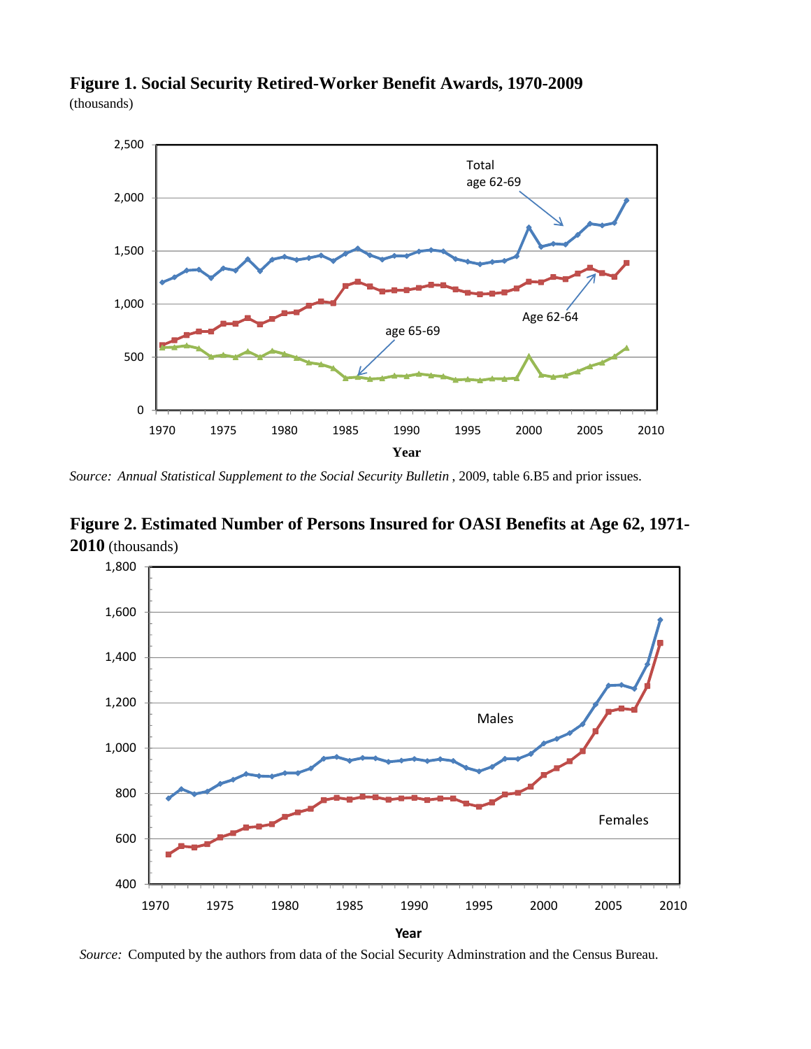**Figure 1. Social Security Retired-Worker Benefit Awards, 1970-2009**
(thousands)

*Source: Annual Statistical Supplement to the Social Security Bulletin*, 2009, table 6.B5 and prior issues.

**Figure 2. Estimated Number of Persons Insured for OASI Benefits at Age 62, 1971-2010** (thousands)

*Source:* Computed by the authors from data of the Social Security Adminstration and the Census Bureau.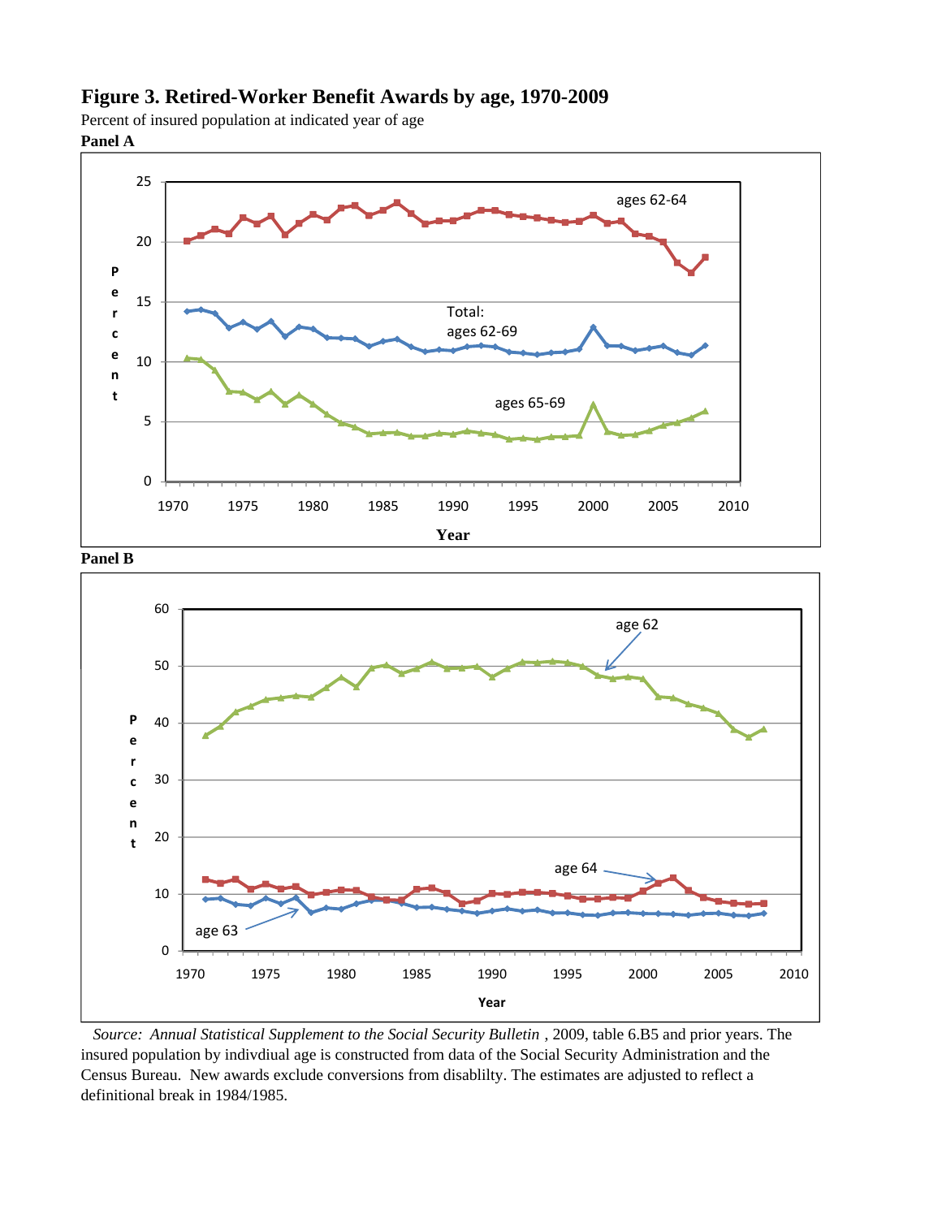**Figure 3. Retired-Worker Benefit Awards by age, 1970-2009**

Percent of insured population at indicated year of age

**Panel A**

**Panel B**

*Source: Annual Statistical Supplement to the Social Security Bulletin*, 2009, table 6.B5 and prior years. The insured population by indivdiual age is constructed from data of the Social Security Administration and the Census Bureau. New awards exclude conversions from disablilty. The estimates are adjusted to reflect a definitional break in 1984/1985.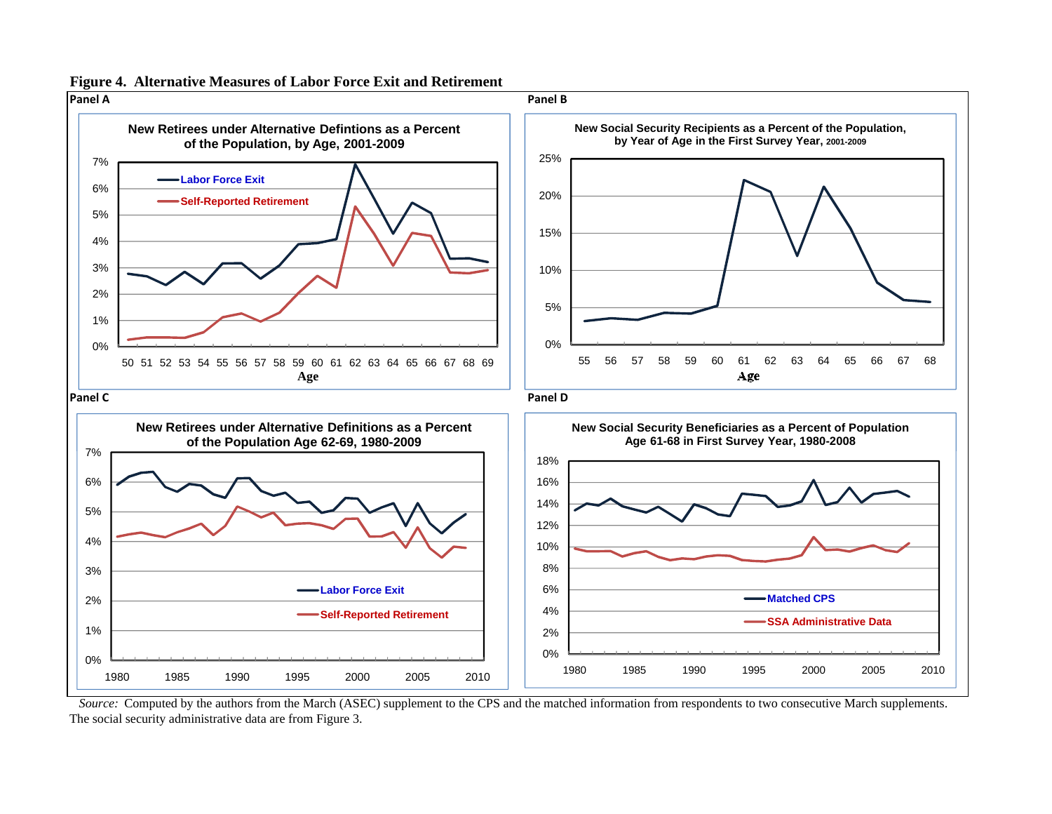**Figure 4. Alternative Measures of Labor Force Exit and Retirement**

**Panel A**

New Retirees under Alternative Defintions as a Percent of the Population, by Age, 2001-2009

**Panel B**

New Social Security Recipients as a Percent of the Population, by Year of Age in the First Survey Year, 2001-2009

**Panel C**

New Retirees under Alternative Definitions as a Percent of the Population Age 62-69, 1980-2009

**Panel D**

New Social Security Beneficiaries as a Percent of Population Age 61-68 in First Survey Year, 1980-2008

*Source:* Computed by the authors from the March (ASEC) supplement to the CPS and the matched information from respondents to two consecutive March supplements. The social security administrative data are from Figure 3.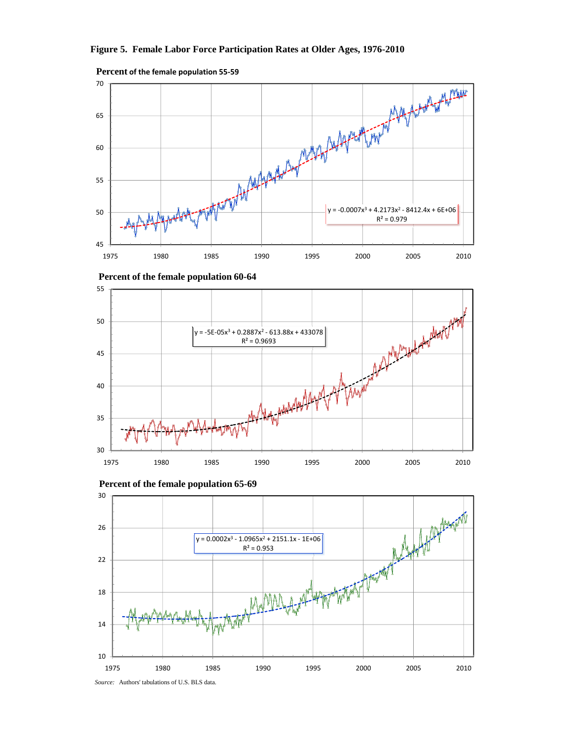**Figure 5. Female Labor Force Participation Rates at Older Ages, 1976-2010**

**Percent of the female population 55-59**

$y = -0.0007x^3 + 4.2173x^2 - 8412.4x + 6E+06$

$R^2 = 0.979$

**Percent of the female population 60-64**

$y = -5E-05x^3 + 0.2887x^2 - 613.88x + 433078$

$R^2 = 0.9693$

**Percent of the female population 65-69**

$y = 0.0002x^3 - 1.0965x^2 + 2151.1x - 1E+06$

$R^2 = 0.953$

*Source:* Authors' tabulations of U.S. BLS data.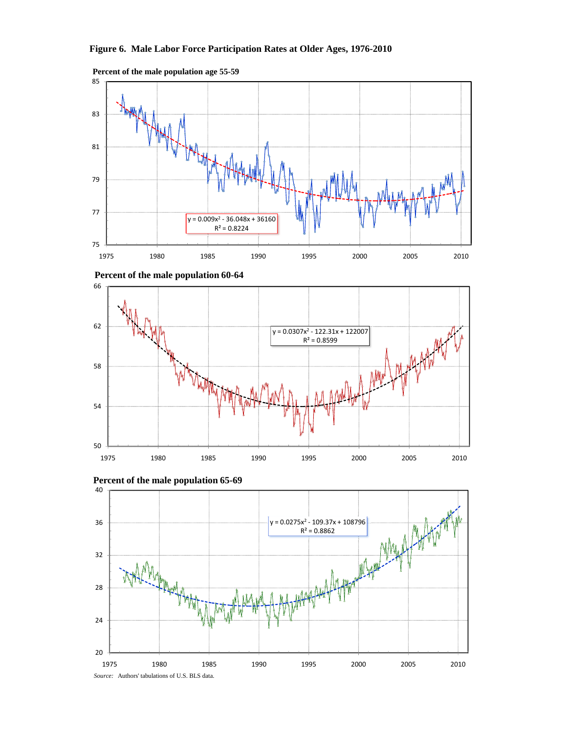**Figure 6. Male Labor Force Participation Rates at Older Ages, 1976-2010**

**Percent of the male population age 55-59**

85
83
81
79
77
75

$y = 0.009x^2 - 36.048x + 36160$
$R^2 = 0.8224$

1975 1980 1985 1990 1995 2000 2005 2010

**Percent of the male population 60-64**

66
62
58
54
50

$y = 0.0307x^2 - 122.31x + 122007$
$R^2 = 0.8599$

1975 1980 1985 1990 1995 2000 2005 2010

**Percent of the male population 65-69**

40
36
32
28
24
20

$y = 0.0275x^2 - 109.37x + 108796$
$R^2 = 0.8862$

1975 1980 1985 1990 1995 2000 2005 2010

*Source:* Authors' tabulations of U.S. BLS data.